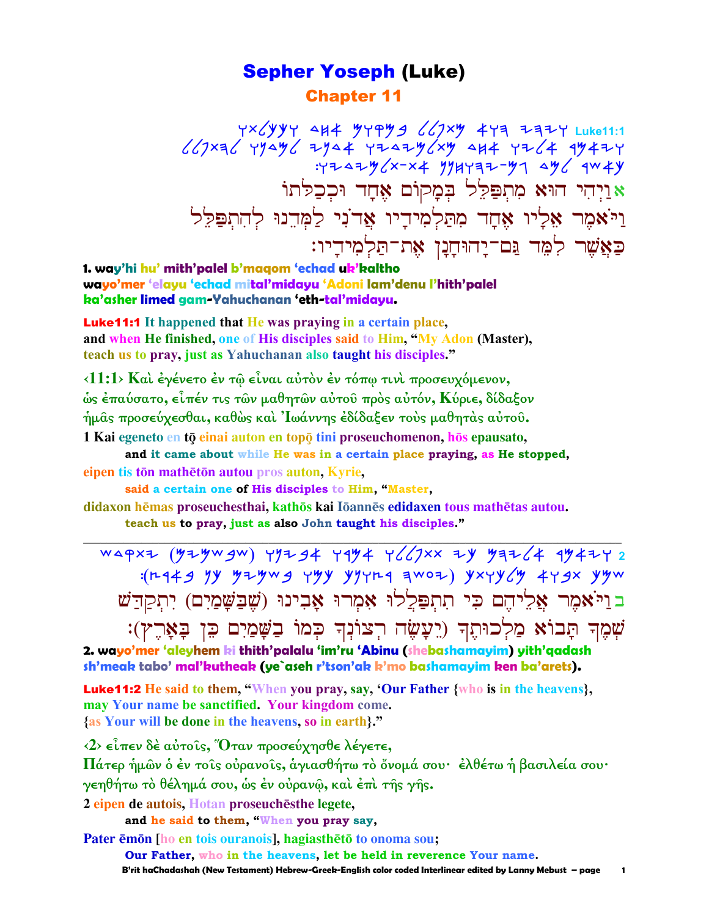# Sepher Yoseph (Luke)

## Chapter 11

Luke11:1 [Paleo-Hebrew script]

אוַיְהִי הוּא מִתְפַּלֵּל בְּמָקוֹם אֶחָד וּכְכַלֹּתוֹ וַיֹּאמֶר אֵלָיו אֶחָד מִתַּלְמִידָיו אֲדֹנִי לַמְּדֵנוּ לְהִתְפַּלֵּל כַּאֲשֶׁר לִמֵּד גַּם־יָהוֹחָנָן אֶת־תַּלְמִידָיו׃

**1. way'hi hu' mith'palel b'maqom 'echad uk'kaltho wayo'mer 'elayu 'echad mital'midayu 'Adoni lam'denu l'hith'palel ka'asher limed gam-Yahuchanan 'eth-tal'midayu.**

**Luke11:1** It happened that He was praying in a certain place, and when He finished, one of His disciples said to Him, "My Adon (Master), teach us to pray, just as Yahuchanan also taught his disciples."

‹11:1› **Καὶ** ἐγένετο ἐν τῷ εἶναι αὐτὸν ἐν τόπῳ τινὶ προσευχόμενον, ὡς ἐπαύσατο, εἶπέν τις τῶν μαθητῶν αὐτοῦ πρὸς αὐτόν, **Κύριε**, δίδαξον ἡμᾶς προσεύχεσθαι, καθὼς καὶ Ἰωάννης ἐδίδαξεν τοὺς μαθητὰς αὐτοῦ.

1 Kai egeneto en tō einai auton en topō tini proseuchomenon, hōs epausato,
**and it came about while He was in a certain place praying, as He stopped,**
eipen tis tōn mathētōn autou pros auton, Kyrie,
**said a certain one of His disciples to Him, "Master,**
didaxon hēmas proseuchesthai, kathōs kai Iōannēs edidaxen tous mathētas autou.
**teach us to pray, just as also John taught his disciples."**

---

2 [Paleo-Hebrew script]

בוַיֹּאמֶר אֲלֵיהֶם כִּי תִתְפַּלְלוּ אִמְרוּ אָבִינוּ (שֶׁבַּשָּׁמַיִם) יִתְקַדַּשׁ שְׁמֶךָ תָּבוֹא מַלְכוּתֶךָ (יֵעָשֶׂה רְצוֹנְךָ כְּמוֹ בַשָּׁמַיִם כֵּן בָּאָרֶץ)׃

**2. wayo'mer 'aleyhem ki thith'palalu 'im'ru 'Abinu (shebashamayim) yith'qadash sh'meak tabo' mal'kutheak (ye`aseh r'tson'ak k'mo bashamayim ken ba'arets).**

**Luke11:2** He said to them, "When you pray, say, 'Our Father {who is in the heavens}, may Your name be sanctified. Your kingdom come. {as Your will be done in the heavens, so in earth}."

‹2› εἶπεν δὲ αὐτοῖς, Ὅταν προσεύχησθε λέγετε, Πάτερ ἡμῶν ὁ ἐν τοῖς οὐρανοῖς, ἁγιασθήτω τὸ ὄνομά σου· ἐλθέτω ἡ βασιλεία σου· γενηθήτω τὸ θέλημά σου, ὡς ἐν οὐρανῷ, καὶ ἐπὶ τῆς γῆς.

2 eipen de autois, Hotan proseuchēsthe legete,
**and he said to them, "When you pray say,**
Pater ēmōn [ho en tois ouranois], hagiasthētō to onoma sou;
**Our Father, who in the heavens, let be held in reverence Your name.**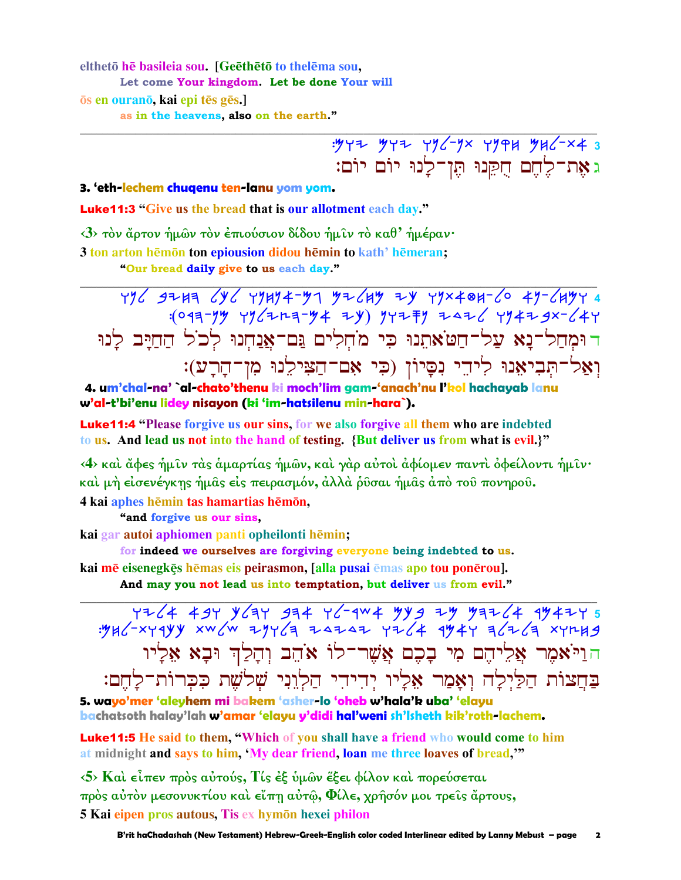elthetō hē basileia sou. [Geēthētō to thelēma sou,
        Let come Your kingdom. Let be done Your will
ōs en ouranō, kai epi tēs gēs.]
        as in the heavens, also on the earth."

---

ג אֶת־לֶחֶם חֻקֵּנוּ תֶּן־לָנוּ יוֹם יוֹם׃

**3. 'eth-lechem chuqenu ten-lanu yom yom.**

**Luke11:3** "Give us the bread that is our allotment each day."

‹3› τὸν ἄρτον ἡμῶν τὸν ἐπιούσιον δίδου ἡμῖν τὸ καθ' ἡμέραν·
3 ton arton hēmōn ton epiousion didou hēmin to kath' hēmeran;
        "Our bread daily give to us each day."

---

ד וּמְחַל־נָא עַל־חַטֹּאתֵנוּ כִּי מֹחְלִים גַּם־אֲנַחְנוּ לְכֹל הַחַיָּב לָנוּ וְאַל־תְּבִיאֵנוּ לִידֵי נִסָּיוֹן (כִּי אִם־הַצִּילֵנוּ מִן־הָרָע)׃

**4. um'chal-na' `al-chato'thenu ki moch'lim gam-'anach'nu l'kol hachayab lanu w'al-t'bi'enu lidey nisayon (ki 'im-hatsilenu min-hara`).**

**Luke11:4** "Please forgive us our sins, for we also forgive all them who are indebted to us. And lead us not into the hand of testing. {But deliver us from what is evil.}"

‹4› καὶ ἄφες ἡμῖν τὰς ἁμαρτίας ἡμῶν, καὶ γὰρ αὐτοὶ ἀφίομεν παντὶ ὀφείλοντι ἡμῖν· καὶ μὴ εἰσενέγκῃς ἡμᾶς εἰς πειρασμόν, ἀλλὰ ῥῦσαι ἡμᾶς ἀπὸ τοῦ πονηροῦ.
4 kai aphes hēmin tas hamartias hēmōn,
        "and forgive us our sins,
kai gar autoi aphiomen panti opheilonti hēmin;
        for indeed we ourselves are forgiving everyone being indebted to us.
kai mē eisenegkēs hēmas eis peirasmon, [alla pusai ēmas apo tou ponērou].
        And may you not lead us into temptation, but deliver us from evil."

---

ה וַיֹּאמֶר אֲלֵיהֶם מִי בָכֶם אֲשֶׁר־לוֹ אֹהֵב וְהָלַךְ וּבָא אֵלָיו בַּחֲצוֹת הַלַּיְלָה וְאָמַר אֵלָיו יְדִידִי הַלְוֵנִי שְׁלֹשֶׁת כִּכְּרוֹת־לָחֶם׃

**5. wayo'mer 'aleyhem mi bakem 'asher-lo 'oheb w'hala'k uba' 'elayu bachatsoth halay'lah w'amar 'elayu y'didi hal'weni sh'lsheth kik'roth-lachem.**

**Luke11:5** He said to them, "Which of you shall have a friend who would come to him at midnight and says to him, 'My dear friend, loan me three loaves of bread,'"

‹5› Καὶ εἶπεν πρὸς αὐτούς, Τίς ἐξ ὑμῶν ἕξει φίλον καὶ πορεύσεται πρὸς αὐτὸν μεσονυκτίου καὶ εἴπῃ αὐτῷ, Φίλε, χρῆσόν μοι τρεῖς ἄρτους,
5 Kai eipen pros autous, Tis ex hymōn hexei philon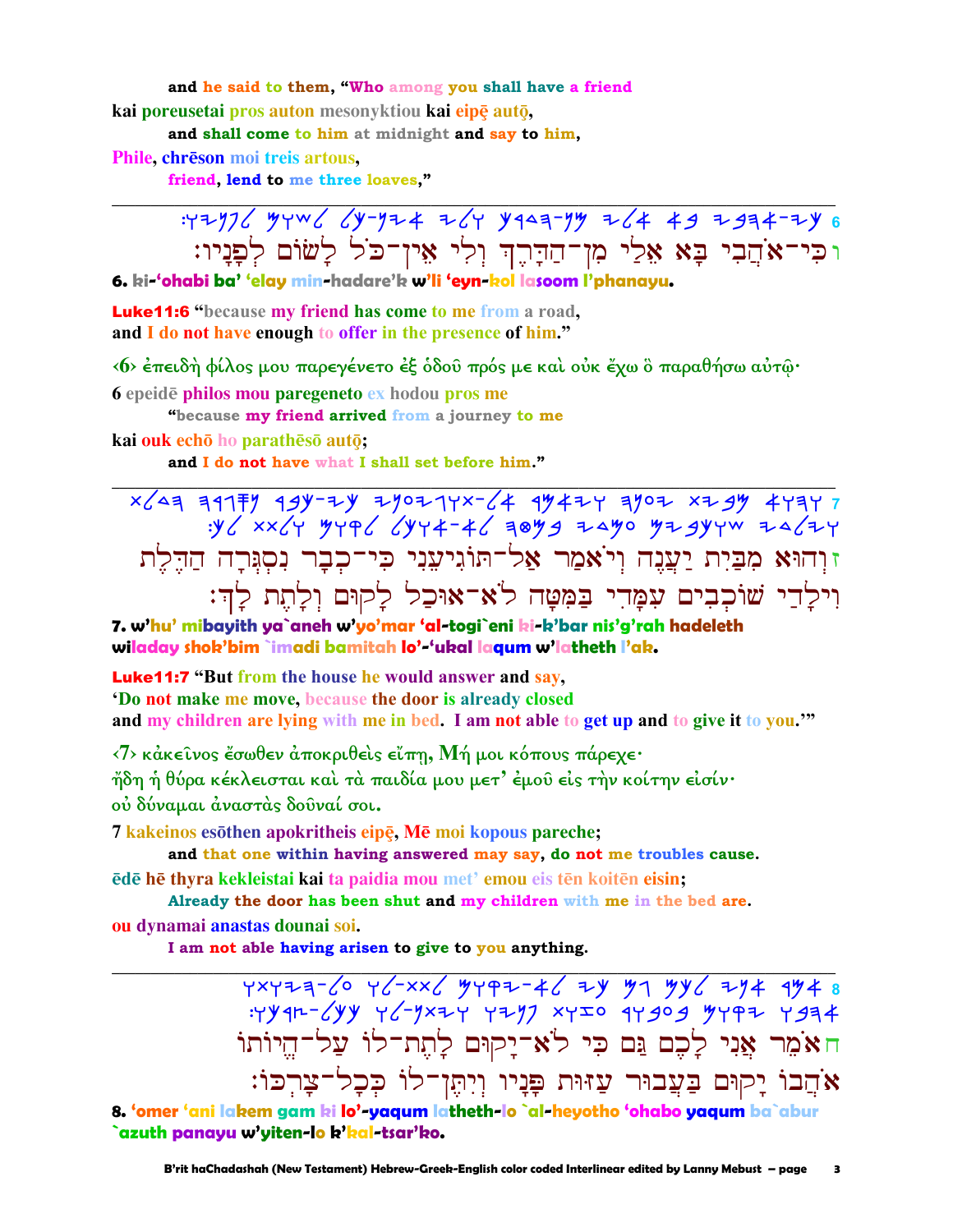and he said to them, "Who among you shall have a friend

kai poreusetai pros auton mesonyktiou kai eipē autō,

and shall come to him at midnight and say to him,

Phile, chrēson moi treis artous,

friend, lend to me three loaves,"

---

6 כִּי־אֹהֲבִי בָּא אֵלַי מִן־הַדָּרֶךְ וְלִי אֵין־כֹּל לָשׂוּם לְפָנָיו׃

6 כי־אהבי בא אלי מן־הדרך ולי אין־כל לשום לפניו׃

**6. ki-'ohabi ba' 'elay min-hadare'k w'li 'eyn-kol lasoom l'phanayu.**

**Luke11:6** "because my friend has come to me from a road,
and I do not have enough to offer in the presence of him."

‹6› ἐπειδὴ φίλος μου παρεγένετο ἐξ ὁδοῦ πρός με καὶ οὐκ ἔχω ὃ παραθήσω αὐτῷ·

6 epeidē philos mou paregeneto ex hodou pros me

"because my friend arrived from a journey to me

kai ouk echō ho parathēsō autō;

and I do not have what I shall set before him."

---

7 והוא מבית יענה ויאמר אל־תוגיעני כי־כבר נסגרה הדלת וילדי שוכבים עמדי במטה לא־אוכל לקום ולתת לך׃

ז וְהוּא מִבַּיִת יַעֲנֶה וְיֹאמַר אַל־תּוֹגִיעֵנִי כִּי־כְבָר נִסְגְּרָה הַדֶּלֶת וִילָדַי שׁוֹכְבִים עִמָּדִי בַּמִּטָּה לֹא־אוּכַל לָקוּם וְלָתֶת לָךְ׃

**7. w'hu' mibayith ya`aneh w'yo'mar 'al-togi`eni ki-k'bar nis'g'rah hadeleth wiladay shok'bim `imadi bamitah lo'-'ukal laqum w'latheth l'ak.**

**Luke11:7** "But from the house he would answer and say,
'Do not make me move, because the door is already closed
and my children are lying with me in bed. I am not able to get up and to give it to you.'"

‹7› κἀκεῖνος ἔσωθεν ἀποκριθεὶς εἴπῃ, Μή μοι κόπους πάρεχε·
ἤδη ἡ θύρα κέκλεισται καὶ τὰ παιδία μου μετ' ἐμοῦ εἰς τὴν κοίτην εἰσίν·
οὐ δύναμαι ἀναστὰς δοῦναί σοι.

7 kakeinos esōthen apokritheis eipē, Mē moi kopous pareche;

and that one within having answered may say, do not me troubles cause.

ēdē hē thyra kekleistai kai ta paidia mou met' emou eis tēn koitēn eisin;

Already the door has been shut and my children with me in the bed are.

ou dynamai anastas dounai soi.

I am not able having arisen to give to you anything.

---

8 אמר אני לכם גם כי לא־יקום לתת־לו על־היותו אהבו יקום בעבור עזות פניו ויתן־לו ככל־צרכו׃

ח אֹמֵר אֲנִי לָכֶם גַּם כִּי לֹא־יָקוּם לָתֶת־לוֹ עַל־הֱיוֹתוֹ אֹהֲבוֹ יָקוּם בַּעֲבוּר עַזּוּת פָּנָיו וְיִתֶּן־לוֹ כְּכָל־צָרְכּוֹ׃

**8. 'omer 'ani lakem gam ki lo'-yaqum latheth-lo `al-heyotho 'ohabo yaqum ba`abur `azuth panayu w'yiten-lo k'kal-tsar'ko.**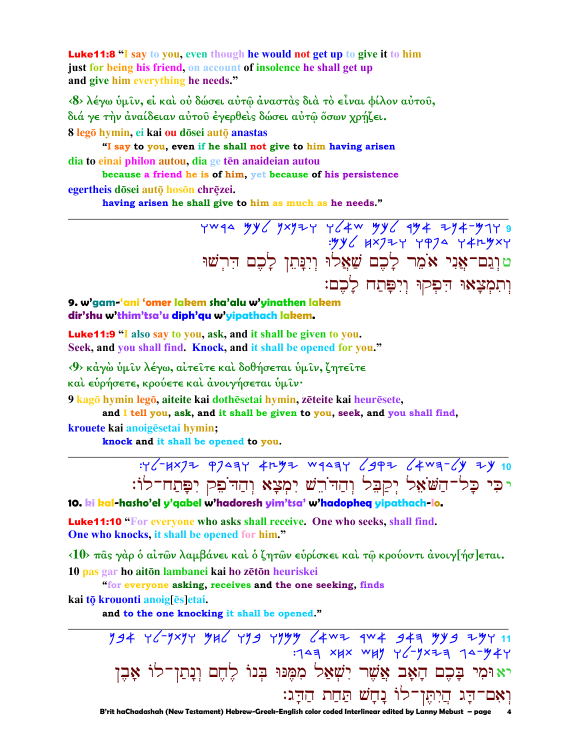**Luke11:8** "I say to you, even though he would not get up to give it to him just for being his friend, on account of insolence he shall get up and give him everything he needs."

‹8› λέγω ὑμῖν, εἰ καὶ οὐ δώσει αὐτῷ ἀναστὰς διὰ τὸ εἶναι φίλον αὐτοῦ, διά γε τὴν ἀναίδειαν αὐτοῦ ἐγερθεὶς δώσει αὐτῷ ὅσων χρῄζει.

8 legō hymin, ei kai ou dōsei autō anastas
"I say to you, even if he shall not give to him having arisen
dia to einai philon autou, dia ge tēn anaideian autou
because a friend he is of him, yet because of his persistence
egertheis dōsei autō hosōn chrēzei.
having arisen he shall give to him as much as he needs."

---

9 ܘܓܡ-ܐܢܝ ܐܡܪ ܠܟܡ ܫܐܠܘ ܘܝܢܬܢ ܠܟܡ ܕܪܫܘ ܘܬܡܨܐܘ ܕܦܩܘ ܘܝܦܬܚ ܠܟܡ:

טוְגַם־אֲנִי אֹמֵר לָכֶם שַׁאֲלוּ וְיִנָּתֵן לָכֶם דִּרְשׁוּ וְתִמְצָאוּ דִּפְקוּ וְיִפָּתַח לָכֶם:

**9. w'gam-'ani 'omer lakem sha'alu w'yinathen lakem dir'shu w'thim'tsa'u diph'qu w'yipathach lakem.**

**Luke11:9** "I also say to you, ask, and it shall be given to you. Seek, and you shall find. Knock, and it shall be opened for you."

‹9› κἀγὼ ὑμῖν λέγω, αἰτεῖτε καὶ δοθήσεται ὑμῖν, ζητεῖτε καὶ εὑρήσετε, κρούετε καὶ ἀνοιγήσεται ὑμῖν·

9 kagō hymin legō, aiteite kai dothēsetai hymin, zēteite kai heurēsete,
and I tell you, ask, and it shall be given to you, seek, and you shall find,
krouete kai anoigēsetai hymin;
knock and it shall be opened to you.

---

10 ܟܝ ܟܠ-ܗܫܐܠ ܝܩܒܠ ܘܗܕܪܫ ܝܡܨܐ ܘܗܕܦܩ ܝܦܬܚ-ܠܘ:

יכִּי כָל־הַשֹּׁאֵל יְקַבֵּל וְהַדֹּרֵשׁ יִמְצָא וְהַדֹּפֵק יִפָּתַח־לוֹ:

**10. ki kal-hasho'el y'qabel w'hadoresh yim'tsa' w'hadopheq yipathach-lo.**

**Luke11:10** "For everyone who asks shall receive. One who seeks, shall find. One who knocks, it shall be opened for him."

‹10› πᾶς γὰρ ὁ αἰτῶν λαμβάνει καὶ ὁ ζητῶν εὑρίσκει καὶ τῷ κρούοντι ἀνοιγ[ήσ]εται.

10 pas gar ho aitōn lambanei kai ho zētōn heuriskei
"for everyone asking, receives and the one seeking, finds
kai tō krouonti anoig[ēs]etai.
and to the one knocking it shall be opened."

---

11 ܘܡܝ ܒܟܡ ܗܐܒ ܐܫܪ ܝܫܐܠ ܡܡܢܘ ܒܢܘ ܠܚܡ ܘܢܬܢ-ܠܘ ܐܒܢ ܘܐܡ-ܕܓ ܗܝܬܢ-ܠܘ ܢܚܫ ܬܚܬ ܗܕܓ:

יאוּמִי בָכֶם הָאָב אֲשֶׁר יִשְׁאַל מִמֶּנּוּ בְּנוֹ לֶחֶם וְנָתַן־לוֹ אָבֶן וְאִם־דָּג הֲיִתֶּן־לוֹ נָחָשׁ תַּחַת הַדָּג: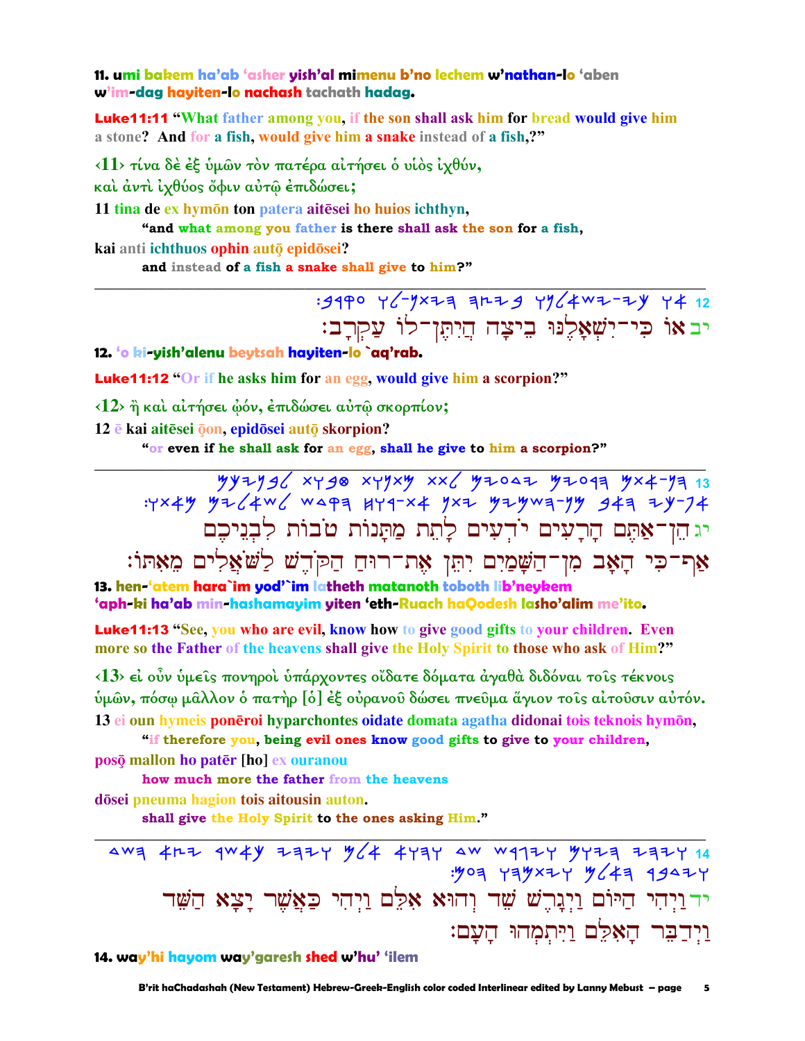**11. umi bakem ha'ab 'asher yish'al mimenu b'no lechem w'nathan-lo 'aben w'im-dag hayiten-lo nachash tachath hadag.**

**Luke11:11 "What father among you, if the son shall ask him for bread would give him a stone? And for a fish, would give him a snake instead of a fish,?"**

‹11› τίνα δὲ ἐξ ὑμῶν τὸν πατέρα αἰτήσει ὁ υἱὸς ἰχθύν, καὶ ἀντὶ ἰχθύος ὄφιν αὐτῷ ἐπιδώσει;

11 tina de ex hymōn ton patera aitēsei ho huios ichthyn,
"and what among you father is there shall ask the son for a fish,
kai anti ichthuos ophin autō epidōsei?
and instead of a fish a snake shall give to him?"

---

יב אוֹ כִּי־יִשְׁאָלֶנּוּ בֵיצָה הֲיִתֶּן־לוֹ עַקְרָב׃

**12. 'o ki-yish'alenu beytsah hayiten-lo `aq'rab.**

**Luke11:12 "Or if he asks him for an egg, would give him a scorpion?"**

‹12› ἢ καὶ αἰτήσει ᾠόν, ἐπιδώσει αὐτῷ σκορπίον;

12 ē kai aitēsei ōon, epidōsei autō skorpion?
"or even if he shall ask for an egg, shall he give to him a scorpion?"

---

יג הֵן־אַתֶּם הָרָעִים יֹדְעִים לָתֵת מַתָּנוֹת טֹבוֹת לִבְנֵיכֶם אַף־כִּי הָאָב מִן־הַשָּׁמַיִם יִתֵּן אֶת־רוּחַ הַקֹּדֶשׁ לַשֹּׁאֲלִים מֵאִתּוֹ׃

**13. hen-'atem hara`im yod'`im latheth matanoth toboth lib'neykem 'aph-ki ha'ab min-hashamayim yiten 'eth-Ruach haQodesh lasho'alim me'ito.**

**Luke11:13 "See, you who are evil, know how to give good gifts to your children. Even more so the Father of the heavens shall give the Holy Spirit to those who ask of Him?"**

‹13› εἰ οὖν ὑμεῖς πονηροὶ ὑπάρχοντες οἴδατε δόματα ἀγαθὰ διδόναι τοῖς τέκνοις ὑμῶν, πόσῳ μᾶλλον ὁ πατὴρ [ὁ] ἐξ οὐρανοῦ δώσει πνεῦμα ἅγιον τοῖς αἰτοῦσιν αὐτόν.

13 ei oun hymeis ponēroi hyparchontes oidate domata agatha didonai tois teknois hymōn,
"if therefore you, being evil ones know good gifts to give to your children,
posō mallon ho patēr [ho] ex ouranou
how much more the father from the heavens
dōsei pneuma hagion tois aitousin auton.
shall give the Holy Spirit to the ones asking Him."

---

יד וַיְהִי הַיּוֹם וַיְגָרֶשׁ שֵׁד וְהוּא אִלֵּם וַיְהִי כַּאֲשֶׁר יָצָא הַשֵּׁד וַיְדַבֵּר הָאִלֵּם וַיִּתְמְהוּ הָעָם׃

**14. way'hi hayom way'garesh shed w'hu' 'ilem**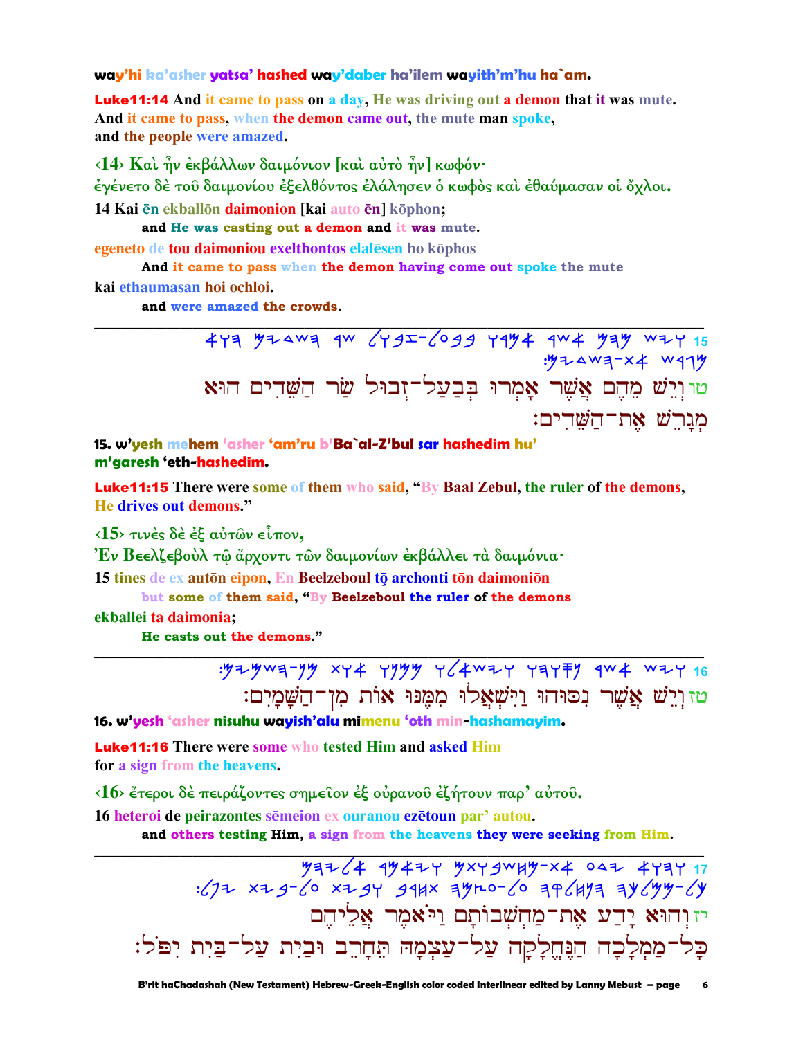**way'hi ka'asher yatsa' hashed way'daber ha'ilem wayith'm'hu ha`am.**

**Luke11:14** And it came to pass on a day, He was driving out a demon that it was mute. And it came to pass, when the demon came out, the mute man spoke, and the people were amazed.

‹14› Καὶ ἦν ἐκβάλλων δαιμόνιον [καὶ αὐτὸ ἦν] κωφόν· ἐγένετο δὲ τοῦ δαιμονίου ἐξελθόντος ἐλάλησεν ὁ κωφὸς καὶ ἐθαύμασαν οἱ ὄχλοι.

14 Kai ēn ekballōn daimonion [kai auto ēn] kōphon;
  and He was casting out a demon and it was mute.
egeneto de tou daimoniou exelthontos elalēsen ho kōphos
  And it came to pass when the demon having come out spoke the mute
kai ethaumasan hoi ochloi.
  and were amazed the crowds.

---

טו וְיֵשׁ מֵהֶם אֲשֶׁר אָמְרוּ בְּבַעַל־זְבוּל שַׂר הַשֵּׁדִים הוּא מְגָרֵשׁ אֶת־הַשֵּׁדִים׃

**15. w'yesh mehem 'asher 'am'ru b'Ba`al-Z'bul sar hashedim hu' m'garesh 'eth-hashedim.**

**Luke11:15** There were some of them who said, "By Baal Zebul, the ruler of the demons, He drives out demons."

‹15› τινὲς δὲ ἐξ αὐτῶν εἶπον, Ἐν Βεελζεβοὺλ τῷ ἄρχοντι τῶν δαιμονίων ἐκβάλλει τὰ δαιμόνια·

15 tines de ex autōn eipon, En Beelzeboul tō archonti tōn daimoniōn
  but some of them said, "By Beelzeboul the ruler of the demons
ekballei ta daimonia;
  He casts out the demons."

---

טז וְיֵשׁ אֲשֶׁר נִסּוּהוּ וַיִּשְׁאֲלוּ מִמֶּנּוּ אוֹת מִן־הַשָּׁמָיִם׃

**16. w'yesh 'asher nisuhu wayish'alu mimenu 'oth min-hashamayim.**

**Luke11:16** There were some who tested Him and asked Him for a sign from the heavens.

‹16› ἕτεροι δὲ πειράζοντες σημεῖον ἐξ οὐρανοῦ ἐζήτουν παρ' αὐτοῦ.

16 heteroi de peirazontes sēmeion ex ouranou ezētoun par' autou.
  and others testing Him, a sign from the heavens they were seeking from Him.

---

יז וְהוּא יָדַע אֶת־מַחְשְׁבוֹתָם וַיֹּאמֶר אֲלֵיהֶם כָּל־מַמְלָכָה הַנֶּחֱלָקָה עַל־עַצְמָהּ תֶּחֱרַב וּבַיִת עַל־בַּיִת יִפֹּל׃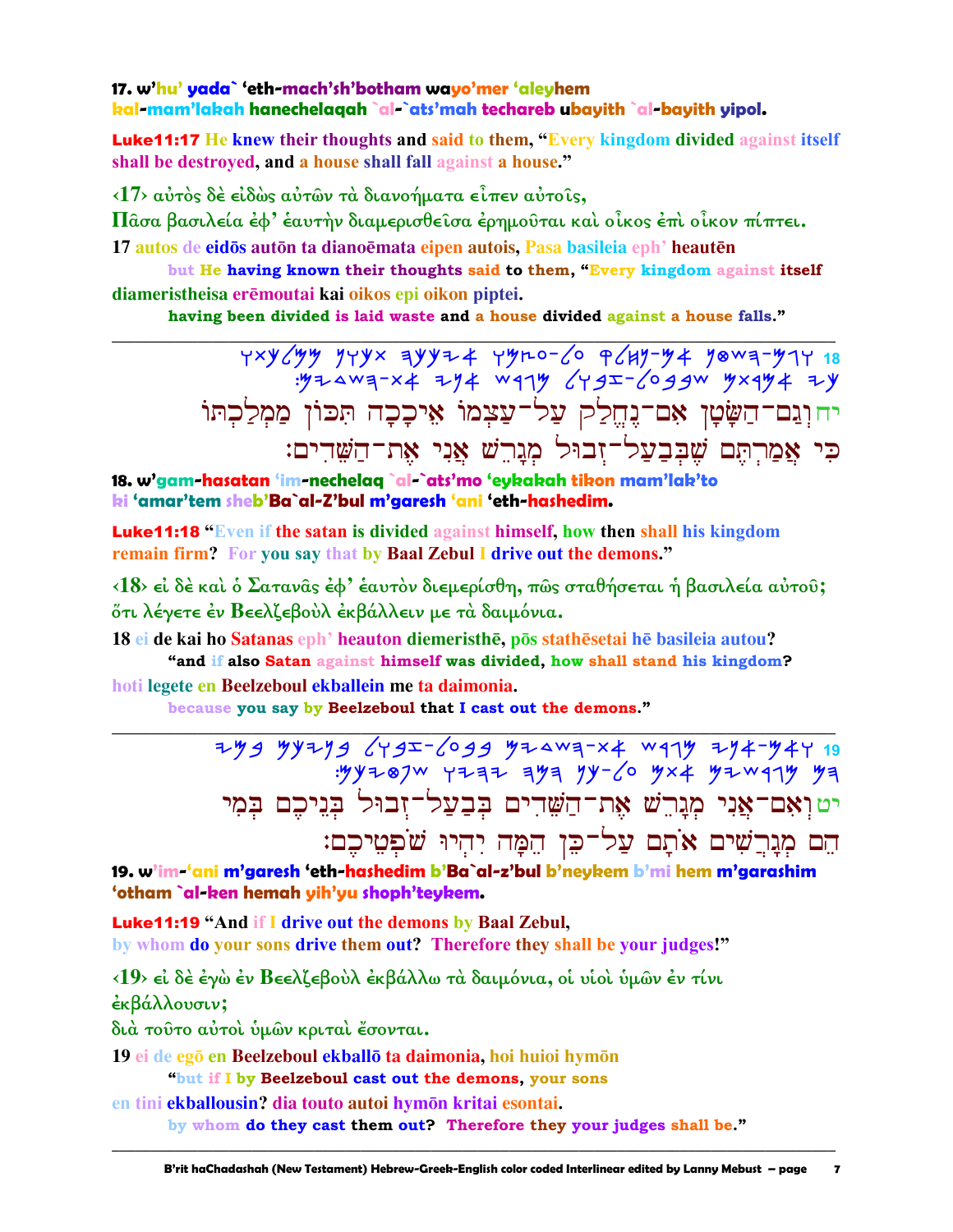**17. w'hu' yada` 'eth-mach'sh'botham wayo'mer 'aleyhem kal-mam'lakah hanechelaqah `al-`ats'mah techareb ubayith `al-bayith yipol.**

**Luke11:17** He knew their thoughts and said to them, "Every kingdom divided against itself shall be destroyed, and a house shall fall against a house."

‹17› αὐτὸς δὲ εἰδὼς αὐτῶν τὰ διανοήματα εἶπεν αὐτοῖς,
Πᾶσα βασιλεία ἐφ' ἑαυτὴν διαμερισθεῖσα ἐρημοῦται καὶ οἶκος ἐπὶ οἶκον πίπτει.

17 autos de eidōs autōn ta dianoēmata eipen autois, Pasa basileia eph' heautēn
**but He having known their thoughts said to them, "Every kingdom against itself**
diameristheisa erēmoutai kai oikos epi oikon piptei.
**having been divided is laid waste and a house divided against a house falls."**

---

יחוְגַם־הַשָּׂטָן אִם־נֶחֱלַק עַל־עַצְמוֹ אֵיכָכָה תִּכּוֹן מַמְלַכְתּוֹ
כִּי אֲמַרְתֶּם שֶׁבְּבַעַל־זְבוּל מְגָרֵשׁ אֲנִי אֶת־הַשֵּׁדִים׃

**18. w'gam-hasatan 'im-nechelaq `al-`ats'mo 'eykakah tikon mam'lak'to ki 'amar'tem sheb'Ba`al-Z'bul m'garesh 'ani 'eth-hashedim.**

**Luke11:18** "Even if the satan is divided against himself, how then shall his kingdom remain firm? For you say that by Baal Zebul I drive out the demons."

‹18› εἰ δὲ καὶ ὁ Σατανᾶς ἐφ' ἑαυτὸν διεμερίσθη, πῶς σταθήσεται ἡ βασιλεία αὐτοῦ;
ὅτι λέγετε ἐν Βεελζεβοὺλ ἐκβάλλειν με τὰ δαιμόνια.

18 ei de kai ho Satanas eph' heauton diemeristhē, pōs stathēsetai hē basileia autou?
**"and if also Satan against himself was divided, how shall stand his kingdom?**
hoti legete en Beelzeboul ekballein me ta daimonia.
**because you say by Beelzeboul that I cast out the demons."**

---

יטוְאִם־אֲנִי מְגָרֵשׁ אֶת־הַשֵּׁדִים בְּבַעַל־זְבוּל בְּנֵיכֶם בְּמִי
הֵם מְגָרְשִׁים אֹתָם עַל־כֵּן הֵמָּה יִהְיוּ שֹׁפְטֵיכֶם׃

**19. w'im-'ani m'garesh 'eth-hashedim b'Ba`al-z'bul b'neykem b'mi hem m'garashim 'otham `al-ken hemah yih'yu shoph'teykem.**

**Luke11:19** "And if I drive out the demons by Baal Zebul,
by whom do your sons drive them out? Therefore they shall be your judges!"

‹19› εἰ δὲ ἐγὼ ἐν Βεελζεβοὺλ ἐκβάλλω τὰ δαιμόνια, οἱ υἱοὶ ὑμῶν ἐν τίνι ἐκβάλλουσιν;
διὰ τοῦτο αὐτοὶ ὑμῶν κριταὶ ἔσονται.

19 ei de egō en Beelzeboul ekballō ta daimonia, hoi huioi hymōn
**"but if I by Beelzeboul cast out the demons, your sons**
en tini ekballousin? dia touto autoi hymōn kritai esontai.
**by whom do they cast them out? Therefore they your judges shall be."**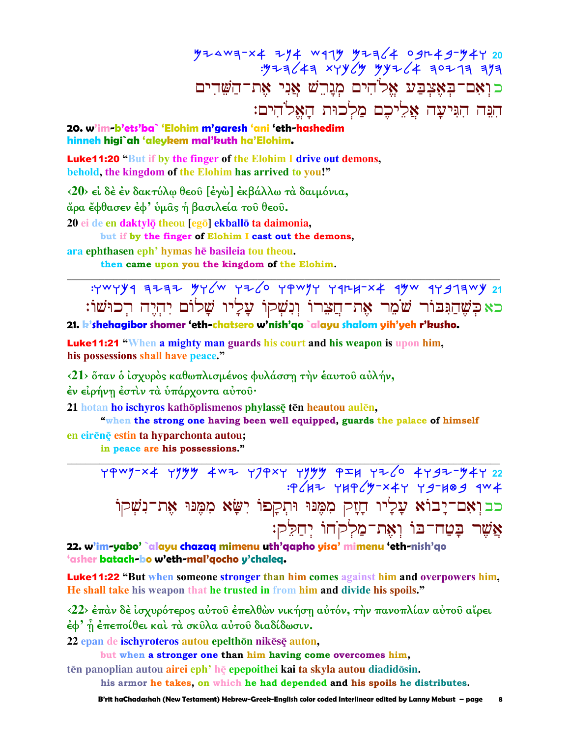20 ‏כ וְאִם־בְּאֶצְבַּע אֱלֹהִים מְגָרֵשׁ אֲנִי אֶת־הַשֵּׁדִים הִנֵּה הִגִּיעָה אֲלֵיכֶם מַלְכוּת הָאֱלֹהִים׃

**20. w'im-b'ets'ba` 'Elohim m'garesh 'ani 'eth-hashedim hinneh higi`ah 'aleykem mal'kuth ha'Elohim.**

**Luke11:20** "But if by the finger of the Elohim I drive out demons, behold, the kingdom of the Elohim has arrived to you!"

‹20› εἰ δὲ ἐν δακτύλῳ θεοῦ [ἐγὼ] ἐκβάλλω τὰ δαιμόνια, ἄρα ἔφθασεν ἐφ' ὑμᾶς ἡ βασιλεία τοῦ θεοῦ.

20 ei de en daktylō theou [egō] ekballō ta daimonia,
but if by the finger of Elohim I cast out the demons,
ara ephthasen eph' hymas hē basileia tou theou.
then came upon you the kingdom of the Elohim.

---

21 ‏כא כְּשֶׁהַגִּבּוֹר שֹׁמֵר אֶת־חֲצֵרוֹ וְנִשְׁקוֹ עָלָיו שָׁלוֹם יִהְיֶה רְכוּשׁוֹ׃

**21. k'shehagibor shomer 'eth-chatsero w'nish'qo `alayu shalom yih'yeh r'kusho.**

**Luke11:21** "When a mighty man guards his court and his weapon is upon him, his possessions shall have peace."

‹21› ὅταν ὁ ἰσχυρὸς καθωπλισμένος φυλάσσῃ τὴν ἑαυτοῦ αὐλήν, ἐν εἰρήνῃ ἐστὶν τὰ ὑπάρχοντα αὐτοῦ·

21 hotan ho ischyros kathōplismenos phylassē tēn heautou aulēn,
"when the strong one having been well equipped, guards the palace of himself
en eirēnē estin ta hyparchonta autou;
in peace are his possessions."

---

22 ‏כב וְאִם־יָבוֹא עָלָיו חָזָק מִמֶּנּוּ וּתְקָפוֹ יִשָּׂא מִמֶּנּוּ אֶת־נִשְׁקוֹ אֲשֶׁר בָּטַח־בּוֹ וְאֶת־מַלְקוֹחוֹ יְחַלֵּק׃

**22. w'im-yabo' `alayu chazaq mimenu uth'qapho yisa' mimenu 'eth-nish'qo 'asher batach-bo w'eth-mal'qocho y'chaleq.**

**Luke11:22** "But when someone stronger than him comes against him and overpowers him, He shall take his weapon that he trusted in from him and divide his spoils."

‹22› ἐπὰν δὲ ἰσχυρότερος αὐτοῦ ἐπελθὼν νικήσῃ αὐτόν, τὴν πανοπλίαν αὐτοῦ αἴρει ἐφ' ᾗ ἐπεποίθει καὶ τὰ σκῦλα αὐτοῦ διαδίδωσιν.

22 epan de ischyroteros autou epelthōn nikēsē auton,
but when a stronger one than him having come overcomes him,
tēn panoplian autou airei eph' hē epepoithei kai ta skyla autou diadidōsin.
his armor he takes, on which he had depended and his spoils he distributes.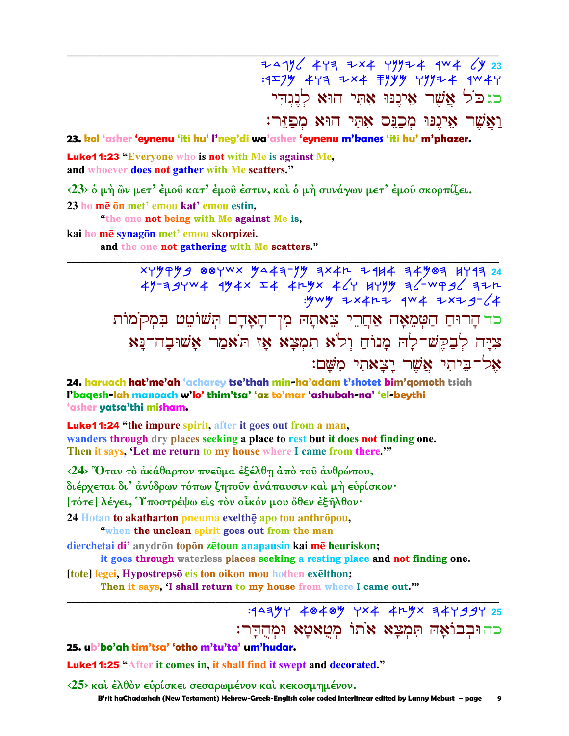23 כל אשר אינגו אתי הוא לנגדי
ואשר אינגו מכנס אתי הוא מפזר:

כג כֹּל אֲשֶׁר אֵינֶנּוּ אִתִּי הוּא לְנֶגְדִּי
וַאֲשֶׁר אֵינֶנּוּ מְכַנֵּס אִתִּי הוּא מְפַזֵּר:

**23. kol 'asher 'eynenu 'iti hu' l'neg'di wa'asher 'eynenu m'kanes 'iti hu' m'phazer.**

**Luke11:23 "Everyone who is not with Me is against Me,**
**and whoever does not gather with Me scatters."**

‹23› ὁ μὴ ὢν μετ' ἐμοῦ κατ' ἐμοῦ ἐστιν, καὶ ὁ μὴ συνάγων μετ' ἐμοῦ σκορπίζει.

23 ho mē ōn met' emou kat' emou estin,
**"the one not being with Me against Me is,**
kai ho mē synagōn met' emou skorpizei.
**and the one not gathering with Me scatters."**

---

24 הרוח הטמאה אחרי צאתה מן-האדם תשוטט במקמות ציה לבקש-לה מנוח ולא תמצא אז תאמר אשובה-נא אל-ביתי אשר יצאתי משם:

כד הָרוּחַ הַטְּמֵאָה אַחֲרֵי צֵאתָהּ מִן־הָאָדָם תְּשׁוֹטֵט בִּמְקֹמוֹת צִיָּה לְבַקֶּשׁ־לָהּ מָנוֹחַ וְלֹא תִמְצָא אָז תֹּאמַר אָשׁוּבָה־נָּא אֶל־בֵּיתִי אֲשֶׁר יָצָאתִי מִשָּׁם:

**24. haruach hat'me'ah 'acharey tse'thah min-ha'adam t'shotet bim'qomoth tsiah l'baqesh-lah manoach w'lo' thim'tsa' 'az to'mar 'ashubah-na' 'el-beythi 'asher yatsa'thi misham.**

**Luke11:24 "the impure spirit, after it goes out from a man,**
**wanders through dry places seeking a place to rest but it does not finding one.**
**Then it says, 'Let me return to my house where I came from there.'"**

‹24› Ὅταν τὸ ἀκάθαρτον πνεῦμα ἐξέλθῃ ἀπὸ τοῦ ἀνθρώπου,
διέρχεται δι' ἀνύδρων τόπων ζητοῦν ἀνάπαυσιν καὶ μὴ εὑρίσκον·
[τότε] λέγει, Ὑποστρέψω εἰς τὸν οἶκόν μου ὅθεν ἐξῆλθον·

24 Hotan to akatharton pneuma exelthē apo tou anthrōpou,
**"when the unclean spirit goes out from the man**
dierchetai di' anydrōn topōn zētoun anapausin kai mē heuriskon;
**it goes through waterless places seeking a resting place and not finding one.**
[tote] legei, Hypostrepsō eis ton oikon mou hothen exēlthon;
**Then it says, 'I shall return to my house from where I came out.'"**

---

25 ובבואה תמצא אתו מטאטא ומהדר:

כה וּבְבוֹאָהּ תִּמְצָא אֹתוֹ מְטֻאטָא וּמְהֻדָּר:

**25. ub'bo'ah tim'tsa' 'otho m'tu'ta' um'hudar.**

**Luke11:25 "After it comes in, it shall find it swept and decorated."**

‹25› καὶ ἐλθὸν εὑρίσκει σεσαρωμένον καὶ κεκοσμημένον.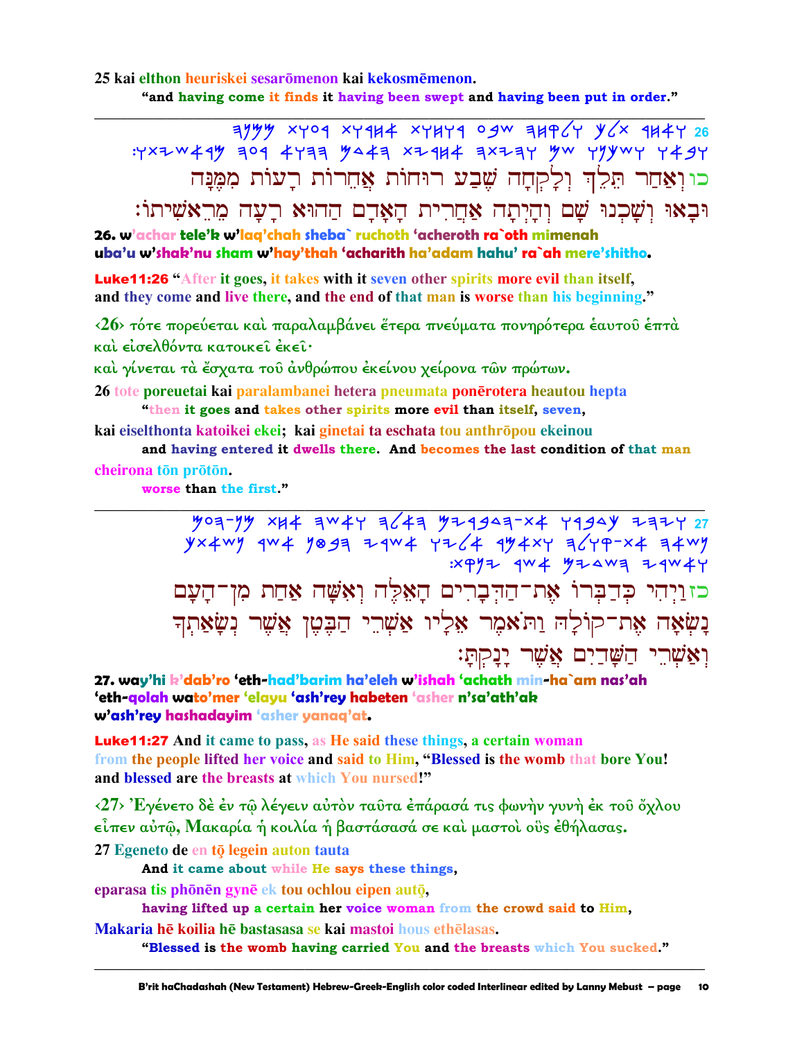25 kai elthon heuriskei sesarōmenon kai kekosmēmenon.

"and having come it finds it having been swept and having been put in order."

---

26 ואחר תלך ולקחה שבע רוחות אחרות רעות ממנה ובאו ושכנו שם והיתה אחרית האדם ההוא רעה מראשיתו׃

כו וְאַחַר תֵּלֵךְ וְלָקְחָה שֶׁבַע רוּחוֹת אֲחֵרוֹת רָעוֹת מִמֶּנָּה וּבָאוּ וְשָׁכְנוּ שָׁם וְהָיְתָה אַחֲרִית הָאָדָם הַהוּא רָעָה מֵרֵאשִׁיתוֹ׃

**26. w'achar tele'k w'laq'chah sheba` ruchoth 'acheroth ra`oth mimenah uba'u w'shak'nu sham w'hay'thah 'acharith ha'adam hahu' ra`ah mere'shitho.**

**Luke11:26** "After it goes, it takes with it seven other spirits more evil than itself, and they come and live there, and the end of that man is worse than his beginning."

‹26› τότε πορεύεται καὶ παραλαμβάνει ἕτερα πνεύματα πονηρότερα ἑαυτοῦ ἑπτὰ καὶ εἰσελθόντα κατοικεῖ ἐκεῖ· καὶ γίνεται τὰ ἔσχατα τοῦ ἀνθρώπου ἐκείνου χείρονα τῶν πρώτων.

26 tote poreuetai kai paralambanei hetera pneumata ponērotera heautou hepta

"then it goes and takes other spirits more evil than itself, seven,

kai eiselthonta katoikei ekei; kai ginetai ta eschata tou anthrōpou ekeinou

and having entered it dwells there. And becomes the last condition of that man

cheirona tōn prōtōn.

worse than the first."

---

27 ויהי כדברו את-הדברים האלה ואשה אחת מן-העם נשאה את-קולה ותאמר אליו אשרי הבטן אשר נשאתך ואשרי השדים אשר ינקת׃

כז וַיְהִי כְּדַבְּרוֹ אֶת־הַדְּבָרִים הָאֵלֶּה וְאִשָּׁה אַחַת מִן־הָעָם נָשְׂאָה אֶת־קוֹלָהּ וַתֹּאמֶר אֵלָיו אַשְׁרֵי הַבֶּטֶן אֲשֶׁר נְשָׂאַתְךָ וְאַשְׁרֵי הַשָּׁדַיִם אֲשֶׁר יָנָקְתָּ׃

**27. way'hi k'dab'ro 'eth-had'barim ha'eleh w'ishah 'achath min-ha`am nas'ah 'eth-qolah wato'mer 'elayu 'ash'rey habeten 'asher n'sa'ath'ak w'ash'rey hashadayim 'asher yanaq'at.**

**Luke11:27** And it came to pass, as He said these things, a certain woman from the people lifted her voice and said to Him, "Blessed is the womb that bore You! and blessed are the breasts at which You nursed!"

‹27› Ἐγένετο δὲ ἐν τῷ λέγειν αὐτὸν ταῦτα ἐπάρασά τις φωνὴν γυνὴ ἐκ τοῦ ὄχλου εἶπεν αὐτῷ, Μακαρία ἡ κοιλία ἡ βαστάσασά σε καὶ μαστοὶ οὓς ἐθήλασας.

27 Egeneto de en tō legein auton tauta

And it came about while He says these things,

eparasa tis phōnēn gynē ek tou ochlou eipen autō,

having lifted up a certain her voice woman from the crowd said to Him,

Makaria hē koilia hē bastasasa se kai mastoi hous ethēlasas.

"Blessed is the womb having carried You and the breasts which You sucked."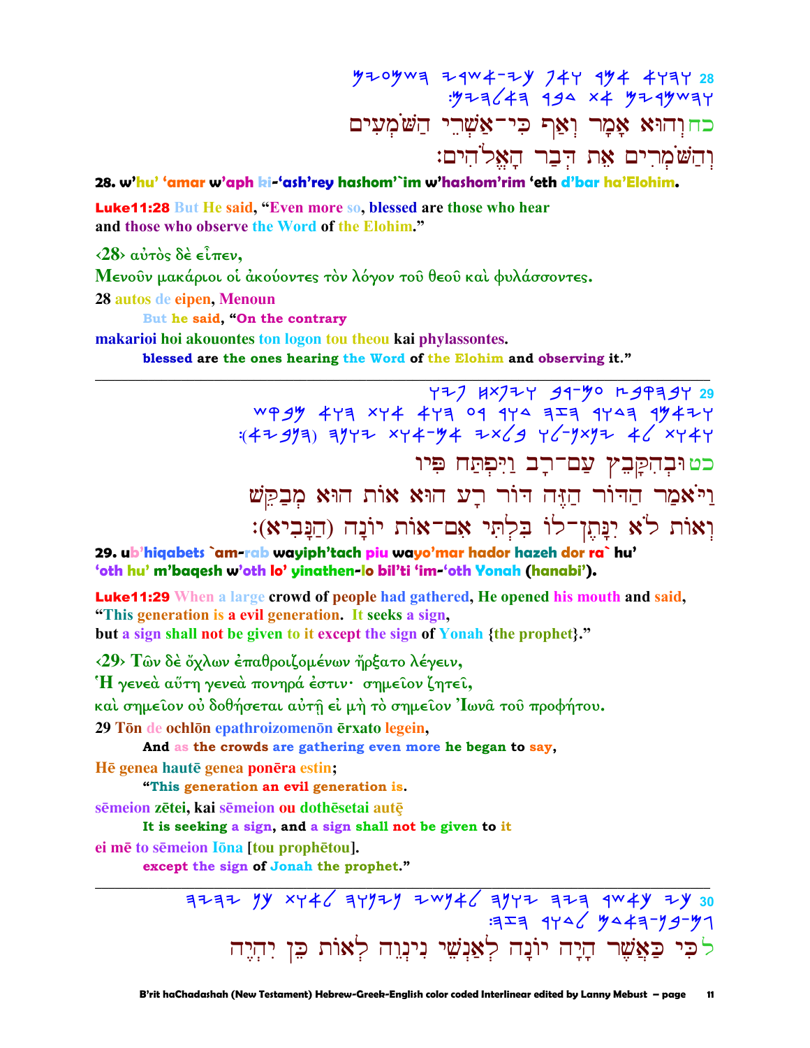28 וְהוּא אָמַר וְאַף כִּי־אַשְׁרֵי הַשֹּׁמְעִים וְהַשֹּׁמְרִים אֵת דְּבַר הָאֱלֹהִים׃

כחוְהוּא אָמַר וְאַף כִּי־אַשְׁרֵי הַשֹּׁמְעִים
וְהַשֹּׁמְרִים אֵת דְּבַר הָאֱלֹהִים׃

**28. w'hu' 'amar w'aph ki-'ash'rey hashom'`im w'hashom'rim 'eth d'bar ha'Elohim.**

**Luke11:28 But He said, "Even more so, blessed are those who hear and those who observe the Word of the Elohim."**

‹28› αὐτὸς δὲ εἶπεν,

Μενοῦν μακάριοι οἱ ἀκούοντες τὸν λόγον τοῦ θεοῦ καὶ φυλάσσοντες.

28 autos de eipen, Menoun

**But he said, "On the contrary**

makarioi hoi akouontes ton logon tou theou kai phylassontes.

**blessed are the ones hearing the Word of the Elohim and observing it."**

---

29 וּבְהִקָּבֵץ עַם־רָב וַיִּפְתַּח פִּיו וַיֹּאמַר הַדּוֹר הַזֶּה דּוֹר רָע הוּא אוֹת הוּא מְבַקֵּשׁ וְאוֹת לֹא יִנָּתֶן־לוֹ בִּלְתִּי אִם־אוֹת יוֹנָה (הַנָּבִיא)׃

כטוּבְהִקָּבֵץ עַם־רָב וַיִּפְתַּח פִּיו
וַיֹּאמַר הַדּוֹר הַזֶּה דּוֹר רָע הוּא אוֹת הוּא מְבַקֵּשׁ
וְאוֹת לֹא יִנָּתֶן־לוֹ בִּלְתִּי אִם־אוֹת יוֹנָה (הַנָּבִיא)׃

**29. ub'hiqabets `am-rab wayiph'tach piu wayo'mar hador hazeh dor ra` hu' 'oth hu' m'baqesh w'oth lo' yinathen-lo bil'ti 'im-'oth Yonah (hanabi').**

**Luke11:29 When a large crowd of people had gathered, He opened his mouth and said, "This generation is a evil generation. It seeks a sign, but a sign shall not be given to it except the sign of Yonah {the prophet}."**

‹29› Τῶν δὲ ὄχλων ἐπαθροιζομένων ἤρξατο λέγειν,

Ἡ γενεὰ αὕτη γενεὰ πονηρά ἐστιν· σημεῖον ζητεῖ,

καὶ σημεῖον οὐ δοθήσεται αὐτῇ εἰ μὴ τὸ σημεῖον Ἰωνᾶ τοῦ προφήτου.

29 Tōn de ochlōn epathroizomenōn ērxato legein,

**And as the crowds are gathering even more he began to say,**

Hē genea hautē genea ponēra estin;

**"This generation an evil generation is.**

sēmeion zētei, kai sēmeion ou dothēsetai autę

**It is seeking a sign, and a sign shall not be given to it**

ei mē to sēmeion Iōna [tou prophētou].

**except the sign of Jonah the prophet."**

---

30 כִּי כַּאֲשֶׁר הָיָה יוֹנָה לְאַנְשֵׁי נִינְוֵה לְאוֹת כֵּן יִהְיֶה גַּם־בֶּן־הָאָדָם לַדּוֹר הַזֶּה׃

לכִּי כַּאֲשֶׁר הָיָה יוֹנָה לְאַנְשֵׁי נִינְוֵה לְאוֹת כֵּן יִהְיֶה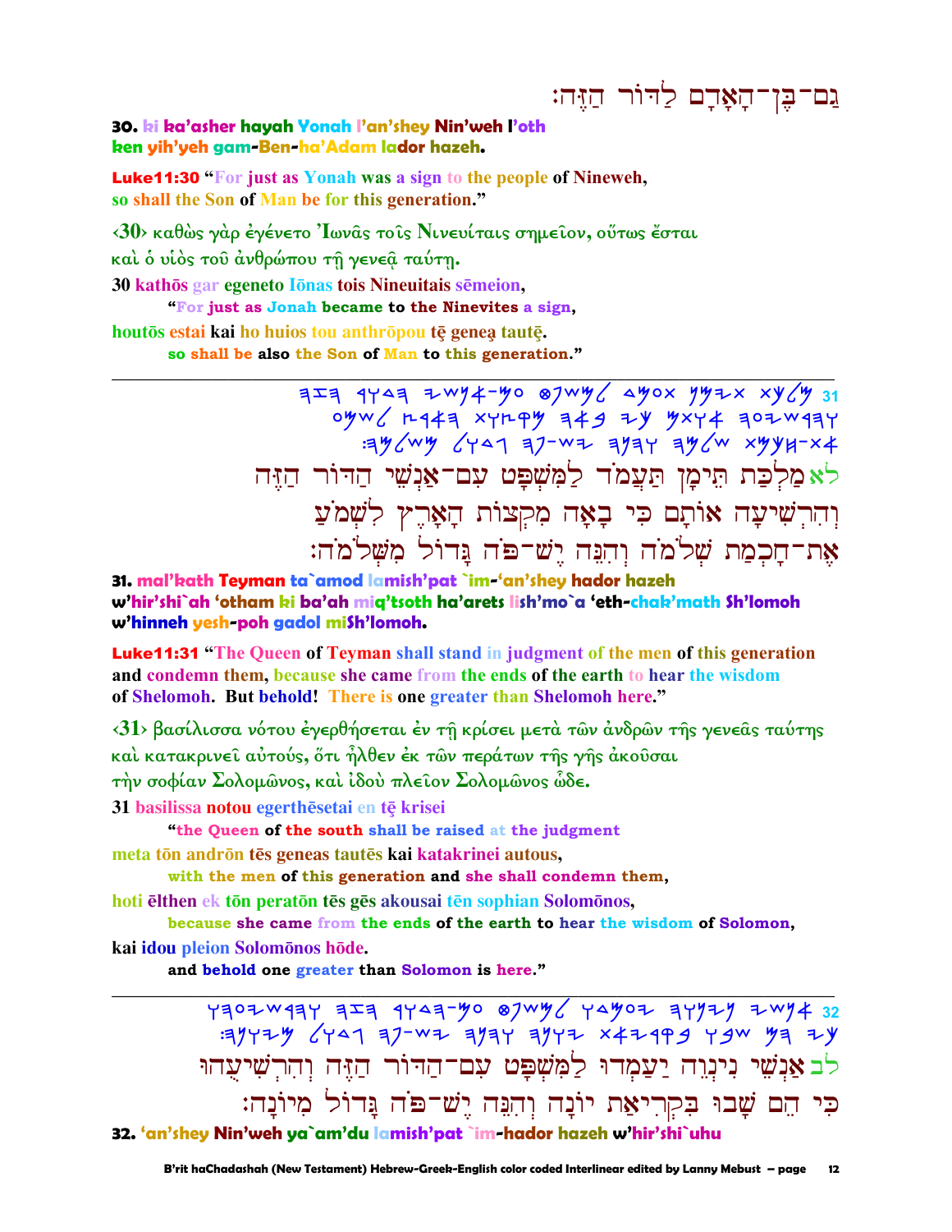גַם־בֶּן־הָאָדָם לַדּוֹר הַזֶּה׃

**30. ki ka'asher hayah Yonah l'an'shey Nin'weh l'oth ken yih'yeh gam-Ben-ha'Adam lador hazeh.**

**Luke11:30 "For just as Yonah was a sign to the people of Nineweh, so shall the Son of Man be for this generation."**

‹30› καθὼς γὰρ ἐγένετο Ἰωνᾶς τοῖς Νινευίταις σημεῖον, οὕτως ἔσται καὶ ὁ υἱὸς τοῦ ἀνθρώπου τῇ γενεᾷ ταύτῃ.

**30 kathōs gar egeneto Iōnas tois Nineuitais sēmeion,**

**"For just as Jonah became to the Ninevites a sign,**

**houtōs estai kai ho huios tou anthrōpou tē geneą tautē.**

**so shall be also the Son of Man to this generation."**

---

לא מַלְכַּת תֵּימָן תַּעֲמֹד לַמִּשְׁפָּט עִם־אַנְשֵׁי הַדּוֹר הַזֶּה וְהִרְשִׁיעָה אוֹתָם כִּי בָאָה מִקְצוֹת הָאָרֶץ לִשְׁמֹעַ אֶת־חָכְמַת שְׁלֹמֹה וְהִנֵּה יֶשׁ־פֹּה גָּדוֹל מִשְּׁלֹמֹה׃

**31. mal'kath Teyman ta`amod lamish'pat `im-'an'shey hador hazeh w'hir'shi`ah 'otham ki ba'ah miq'tsoth ha'arets lish'mo`a 'eth-chak'math Sh'lomoh w'hinneh yesh-poh gadol miSh'lomoh.**

**Luke11:31 "The Queen of Teyman shall stand in judgment of the men of this generation and condemn them, because she came from the ends of the earth to hear the wisdom of Shelomoh. But behold! There is one greater than Shelomoh here."**

‹31› βασίλισσα νότου ἐγερθήσεται ἐν τῇ κρίσει μετὰ τῶν ἀνδρῶν τῆς γενεᾶς ταύτης καὶ κατακρινεῖ αὐτούς, ὅτι ἦλθεν ἐκ τῶν περάτων τῆς γῆς ἀκοῦσαι τὴν σοφίαν Σολομῶνος, καὶ ἰδοὺ πλεῖον Σολομῶνος ὧδε.

**31 basilissa notou egerthēsetai en tē krisei**

**"the Queen of the south shall be raised at the judgment**

**meta tōn andrōn tēs geneas tautēs kai katakrinei autous,**

**with the men of this generation and she shall condemn them,**

**hoti ēlthen ek tōn peratōn tēs gēs akousai tēn sophian Solomōnos,**

**because she came from the ends of the earth to hear the wisdom of Solomon,**

**kai idou pleion Solomōnos hōde.**

**and behold one greater than Solomon is here."**

---

לב אַנְשֵׁי נִינְוֵה יַעַמְדוּ לַמִּשְׁפָּט עִם־הַדּוֹר הַזֶּה וְהִרְשִׁיעֻהוּ כִּי הֵם שָׁבוּ בִּקְרִיאַת יוֹנָה וְהִנֵּה יֶשׁ־פֹּה גָּדוֹל מִיּוֹנָה׃

**32. 'an'shey Nin'weh ya`am'du lamish'pat `im-hador hazeh w'hir'shi`uhu**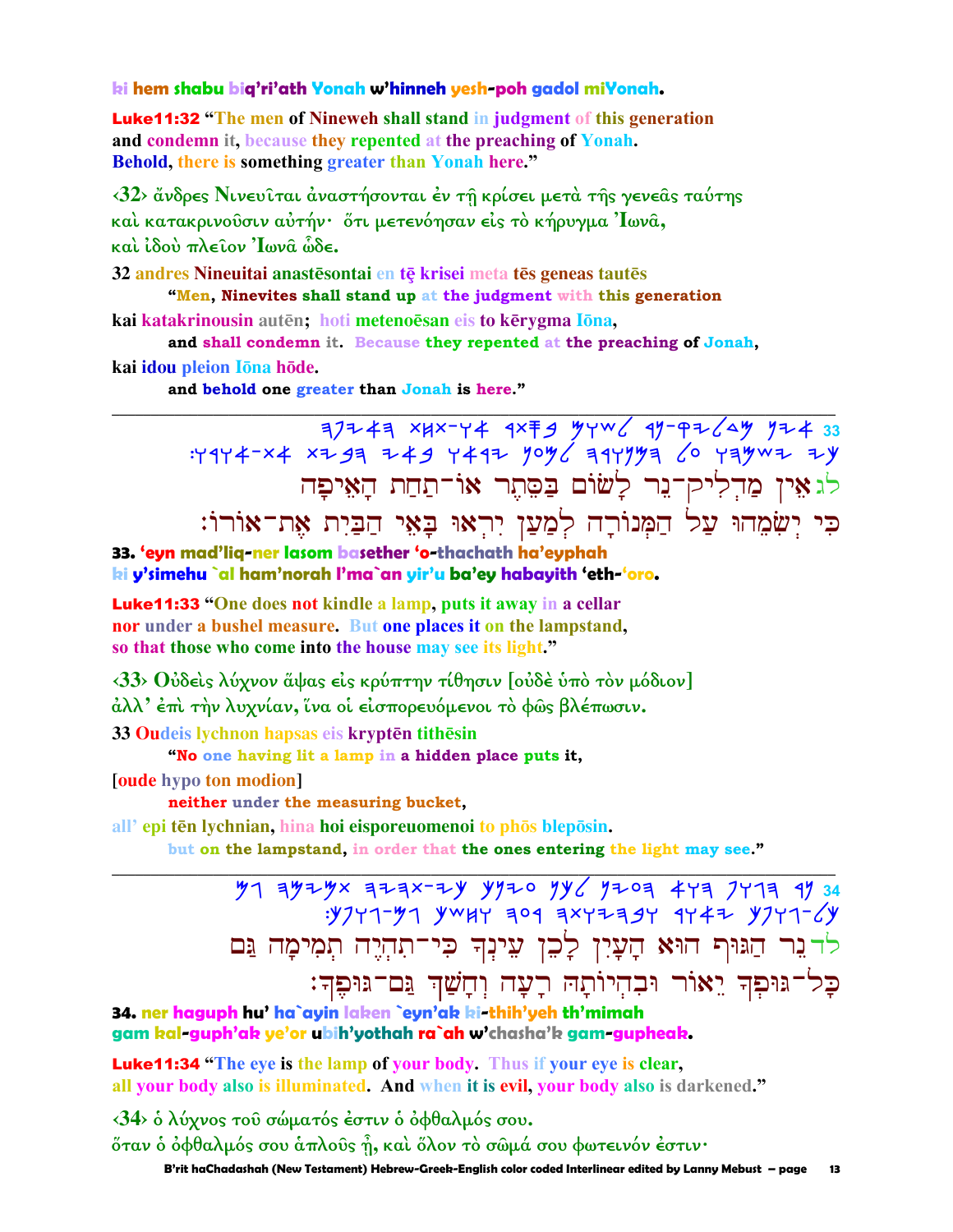ki hem shabu biq'ri'ath Yonah w'hinneh yesh-poh gadol miYonah.

**Luke11:32** "The men of Nineweh shall stand in judgment of this generation and condemn it, because they repented at the preaching of Yonah. Behold, there is something greater than Yonah here."

‹32› ἄνδρες Νινευῖται ἀναστήσονται ἐν τῇ κρίσει μετὰ τῆς γενεᾶς ταύτης καὶ κατακρινοῦσιν αὐτήν· ὅτι μετενόησαν εἰς τὸ κήρυγμα Ἰωνᾶ, καὶ ἰδοὺ πλεῖον Ἰωνᾶ ὧδε.

32 andres Nineuitai anastēsontai en tē krisei meta tēs geneas tautēs
"Men, Ninevites shall stand up at the judgment with this generation
kai katakrinousin autēn; hoti metenoēsan eis to kērygma Iōna,
and shall condemn it. Because they repented at the preaching of Jonah,
kai idou pleion Iōna hōde.
and behold one greater than Jonah is here."

---

לג אֵין מַדְלִיק־נֵר לָשׂוּם בַּסֵּתֶר אוֹ־תַחַת הָאֵיפָה כִּי יְשִׂמֵהוּ עַל הַמְּנוֹרָה לְמַעַן יִרְאוּ בָּאֵי הַבַּיִת אֶת־אוֹרוֹ׃

**33.** 'eyn mad'liq-ner lasom basether 'o-thachath ha'eyphah ki y'simehu `al ham'norah l'ma`an yir'u ba'ey habayith 'eth-'oro.

**Luke11:33** "One does not kindle a lamp, puts it away in a cellar nor under a bushel measure. But one places it on the lampstand, so that those who come into the house may see its light."

‹33› Οὐδεὶς λύχνον ἅψας εἰς κρύπτην τίθησιν [οὐδὲ ὑπὸ τὸν μόδιον] ἀλλ' ἐπὶ τὴν λυχνίαν, ἵνα οἱ εἰσπορευόμενοι τὸ φῶς βλέπωσιν.

33 Oudeis lychnon hapsas eis kryptēn tithēsin
"No one having lit a lamp in a hidden place puts it,
[oude hypo ton modion]
neither under the measuring bucket,
all' epi tēn lychnian, hina hoi eisporeuomenoi to phōs blepōsin.
but on the lampstand, in order that the ones entering the light may see."

---

לד נֵר הַגּוּף הוּא הָעָיִן לָכֵן עֵינְךָ כִּי־תִהְיֶה תְמִימָה גַּם כָּל־גּוּפְךָ יֵאוֹר וּבִהְיוֹתָהּ רָעָה וְחָשַׁךְ גַּם־גּוּפֶךָ׃

**34.** ner haguph hu' ha`ayin laken `eyn'ak ki-thih'yeh th'mimah gam kal-guph'ak ye'or ubih'yothah ra`ah w'chasha'k gam-gupheak.

**Luke11:34** "The eye is the lamp of your body. Thus if your eye is clear, all your body also is illuminated. And when it is evil, your body also is darkened."

‹34› ὁ λύχνος τοῦ σώματός ἐστιν ὁ ὀφθαλμός σου. ὅταν ὁ ὀφθαλμός σου ἁπλοῦς ᾖ, καὶ ὅλον τὸ σῶμά σου φωτεινόν ἐστιν·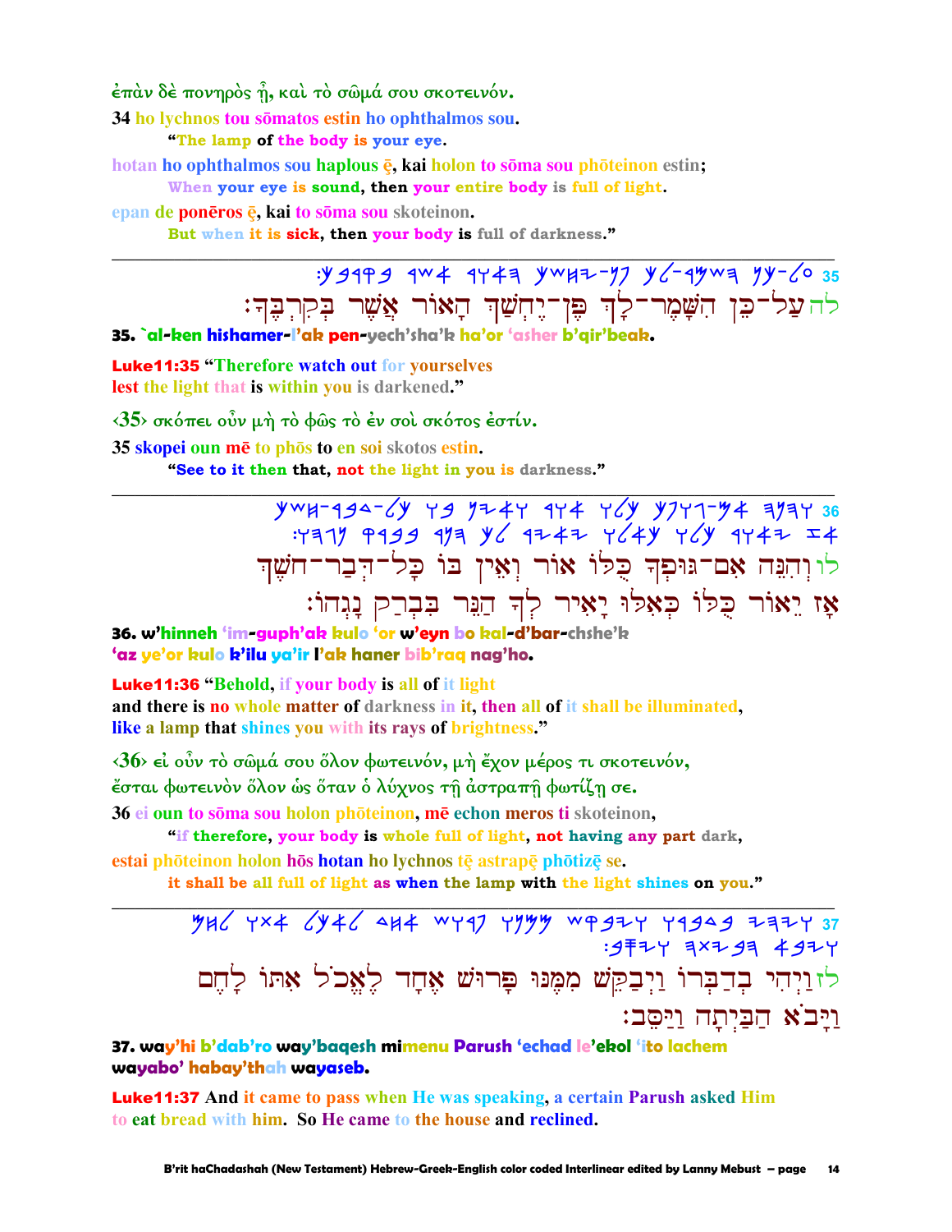ἐπὰν δὲ πονηρὸς ᾖ, καὶ τὸ σῶμά σου σκοτεινόν.

34 ho lychnos tou sōmatos estin ho ophthalmos sou.

"The lamp of the body is your eye.

hotan ho ophthalmos sou haplous ē, kai holon to sōma sou phōteinon estin;

When your eye is sound, then your entire body is full of light.

epan de ponēros ē, kai to sōma sou skoteinon.

But when it is sick, then your body is full of darkness."

---

35 :ךָבְּרְקִבּ רֶשֲׁא רוֹאָה ךְשַׁחְיֶ־ןֶפּ ךָלְ־רֶמָשִּׁה ןֵכּ־לַע

לה עַל־כֵּן הִשָּׁמֶר־לְךָ פֶּן־יֶחְשַׁךְ הָאוֹר אֲשֶׁר בְּקִרְבֶּךָ׃

**35. `al-ken hishamer-l'ak pen-yech'sha'k ha'or 'asher b'qir'beak.**

**Luke11:35** "Therefore watch out for yourselves lest the light that is within you is darkened."

‹35› σκόπει οὖν μὴ τὸ φῶς τὸ ἐν σοὶ σκότος ἐστίν.

35 skopei oun mē to phōs to en soi skotos estin.

"See to it then that, not the light in you is darkness."

---

36

לו וְהִנֵּה אִם־גּוּפְךָ כֻּלּוֹ אוֹר וְאֵין בּוֹ כָּל־דְּבַר־חֹשֶׁךְ

אָז יֵאוֹר כֻּלּוֹ כְּאִלּוּ יָאִיר לְךָ הַנֵּר בִּבְרָק נָגְהוֹ׃

**36. w'hinneh 'im-guph'ak kulo 'or w'eyn bo kal-d'bar-chshe'k 'az ye'or kulo k'ilu ya'ir l'ak haner bib'raq nag'ho.**

**Luke11:36** "Behold, if your body is all of it light and there is no whole matter of darkness in it, then all of it shall be illuminated, like a lamp that shines you with its rays of brightness."

‹36› εἰ οὖν τὸ σῶμά σου ὅλον φωτεινόν, μὴ ἔχον μέρος τι σκοτεινόν, ἔσται φωτεινὸν ὅλον ὡς ὅταν ὁ λύχνος τῇ ἀστραπῇ φωτίζῃ σε.

36 ei oun to sōma sou holon phōteinon, mē echon meros ti skoteinon,

"if therefore, your body is whole full of light, not having any part dark,

estai phōteinon holon hōs hotan ho lychnos tē astrapē phōtizē se.

it shall be all full of light as when the lamp with the light shines on you."

---

37

לז וַיְהִי בְּדַבְּרוֹ וַיְבַקֵּשׁ מִמֶּנּוּ פָּרוּשׁ אֶחָד לֶאֱכֹל אִתּוֹ לָחֶם וַיָּבֹא הַבַּיְתָה וַיָּסֵב׃

**37. way'hi b'dab'ro way'baqesh mimenu Parush 'echad le'ekol 'ito lachem wayabo' habay'thah wayaseb.**

**Luke11:37** And it came to pass when He was speaking, a certain Parush asked Him to eat bread with him. So He came to the house and reclined.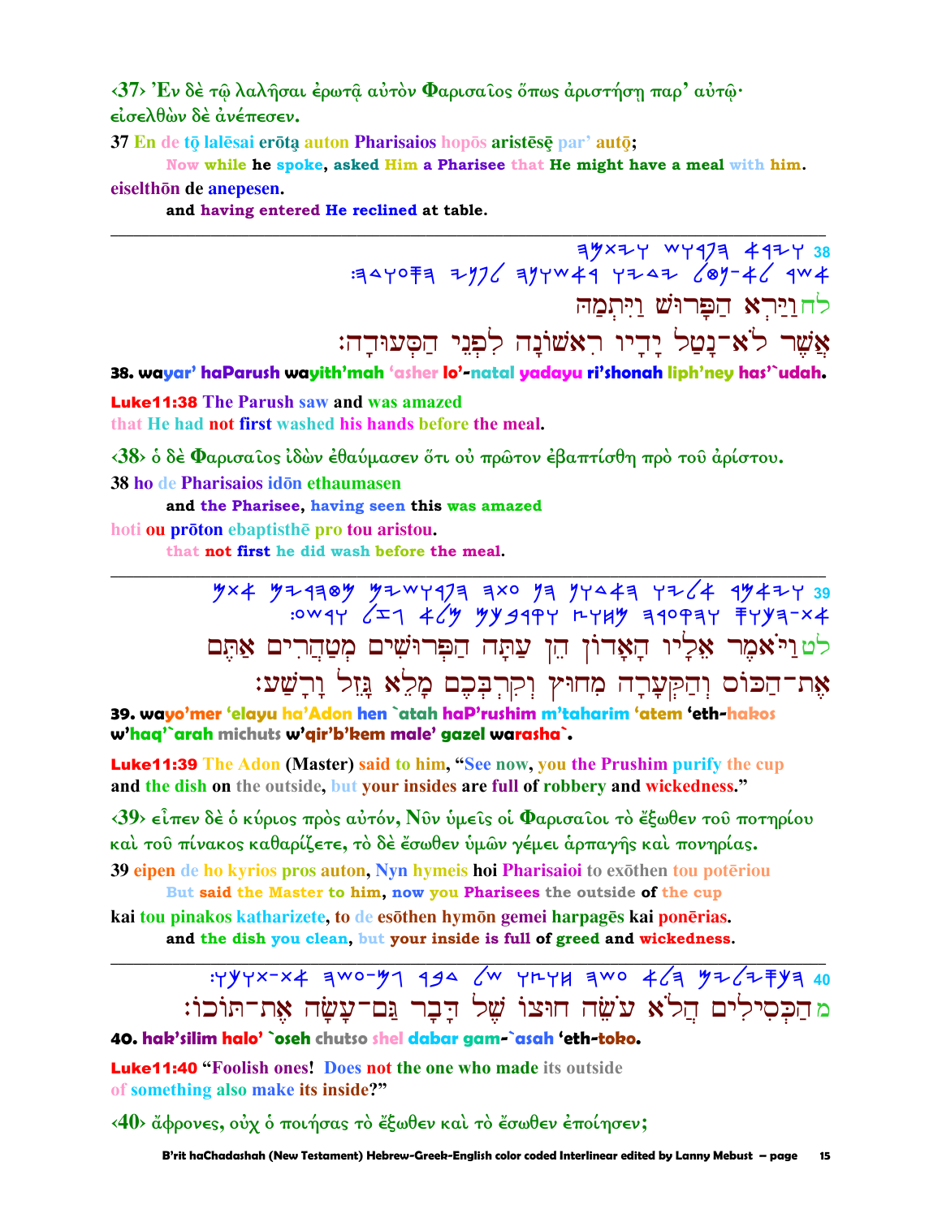<37> Ἐν δὲ τῷ λαλῆσαι ἐρωτᾷ αὐτὸν Φαρισαῖος ὅπως ἀριστήσῃ παρ᾽ αὐτῷ· εἰσελθὼν δὲ ἀνέπεσεν.

37 En de tō lalēsai erōtą auton Pharisaios hopōs aristēsē par' autō;
Now while he spoke, asked Him a Pharisee that He might have a meal with him.
eiselthōn de anepesen.
and having entered He reclined at table.

---

38 לחוַיַּרְא הַפָּרוּשׁ וַיִּתְמַהּ אֲשֶׁר לֹא־נָטַל יָדָיו רִאשֹׁנָה לִפְנֵי הַסְּעוּדָה׃

**38. wayar' haParush wayith'mah 'asher lo'-natal yadayu ri'shonah liph'ney has'`udah.**

**Luke11:38** The Parush saw and was amazed
that He had not first washed his hands before the meal.

<38> ὁ δὲ Φαρισαῖος ἰδὼν ἐθαύμασεν ὅτι οὐ πρῶτον ἐβαπτίσθη πρὸ τοῦ ἀρίστου.

38 ho de Pharisaios idōn ethaumasen
and the Pharisee, having seen this was amazed
hoti ou prōton ebaptisthē pro tou aristou.
that not first he did wash before the meal.

---

39 לטוַיֹּאמֶר אֵלָיו הָאָדוֹן הֵן עַתָּה הַפְּרוּשִׁים מְטַהֲרִים אַתֶּם אֶת־הַכּוֹס וְהַקְּעָרָה מִחוּץ וְקִרְבְּכֶם מָלֵא גָּזֵל וָרָשַׁע׃

**39. wayo'mer 'elayu ha'Adon hen `atah haP'rushim m'taharim 'atem 'eth-hakos w'haq'`arah michuts w'qir'b'kem male' gazel warasha`.**

**Luke11:39** The Adon (Master) said to him, "See now, you the Prushim purify the cup
and the dish on the outside, but your insides are full of robbery and wickedness."

<39> εἶπεν δὲ ὁ κύριος πρὸς αὐτόν, Νῦν ὑμεῖς οἱ Φαρισαῖοι τὸ ἔξωθεν τοῦ ποτηρίου καὶ τοῦ πίνακος καθαρίζετε, τὸ δὲ ἔσωθεν ὑμῶν γέμει ἁρπαγῆς καὶ πονηρίας.

39 eipen de ho kyrios pros auton, Nyn hymeis hoi Pharisaioi to exōthen tou potēriou
But said the Master to him, now you Pharisees the outside of the cup
kai tou pinakos katharizete, to de esōthen hymōn gemei harpagēs kai ponērias.
and the dish you clean, but your inside is full of greed and wickedness.

---

40 מהַכְּסִילִים הֲלֹא עֹשֵׂה חוּצוֹ שֶׁל דָּבָר גַּם־עָשָׂה אֶת־תּוֹכוֹ׃

**40. hak'silim halo' `oseh chutso shel dabar gam-`asah 'eth-toko.**

**Luke11:40** "Foolish ones! Does not the one who made its outside
of something also make its inside?"

<40> ἄφρονες, οὐχ ὁ ποιήσας τὸ ἔξωθεν καὶ τὸ ἔσωθεν ἐποίησεν;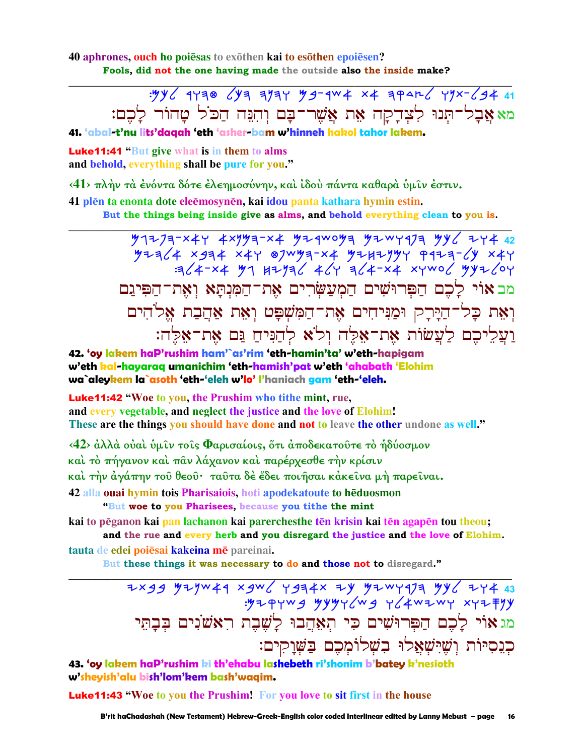**40** **aphrones, ouch ho poiēsas to exōthen kai to esōthen epoiēsen?**
**Fools, did not the one having made the outside also the inside make?**

---

:𐤌𐤊𐤋 𐤓𐤅𐤄𐤈 𐤋𐤊𐤄 𐤄𐤍𐤄𐤅 𐤌𐤁-𐤓𐤔𐤀 𐤕𐤀 𐤄𐤒𐤃𐤑𐤋 𐤅𐤍𐤕-𐤋𐤁𐤀 41

מא אֲבָל־תְּנוּ לִצְדָקָה אֵת אֲשֶׁר־בָּם וְהִנֵּה הַכֹּל טָהוֹר לָכֶם׃

**41. 'abal-t'nu lits'daqah 'eth 'asher-bam w'hinneh hakol tahor lakem.**

**Luke11:41** "But give what is in them to alms
and behold, everything shall be pure for you."

‹41› πλὴν τὰ ἐνόντα δότε ἐλεημοσύνην, καὶ ἰδοὺ πάντα καθαρὰ ὑμῖν ἐστιν.

**41 plēn ta enonta dote eleēmosynēn, kai idou panta kathara hymin estin.**
**But the things being inside give as alms, and behold everything clean to you is.**

---

𐤌𐤍𐤂𐤉𐤐𐤄-𐤕𐤀𐤅 𐤀𐤕𐤍𐤌𐤄-𐤕𐤀 𐤌𐤉𐤓𐤔𐤏𐤌𐤄 𐤌𐤉𐤔𐤅𐤓𐤐𐤄 𐤌𐤊𐤋 𐤉𐤅𐤀 42
𐤌𐤉𐤄𐤋𐤀 𐤕𐤁𐤄𐤀 𐤕𐤀𐤅 𐤈𐤐𐤔𐤌𐤄-𐤕𐤀 𐤌𐤉𐤇𐤉𐤍𐤌𐤅 𐤒𐤓𐤉𐤄-𐤋𐤊 𐤕𐤀𐤅
:𐤄𐤋𐤀-𐤕𐤀 𐤌𐤂 𐤇𐤉𐤍𐤄𐤋 𐤀𐤋𐤅 𐤄𐤋𐤀-𐤕𐤀 𐤕𐤅𐤔𐤏𐤋 𐤌𐤊𐤉𐤋𐤏𐤅

מב אוֹי לָכֶם הַפְּרוּשִׁים הַמְעַשְּׂרִים אֶת־הַמִּנְתָּא וְאֶת־הַפֵּיגָם
וְאֵת כָּל־הַיָּרָק וּמַנִּיחִים אֶת־הַמִּשְׁפָּט וְאֵת אַהֲבַת אֱלֹהִים
וַעֲלֵיכֶם לַעֲשׂוֹת אֶת־אֵלֶּה וְלֹא לְהַנִּיחַ גַּם אֶת־אֵלֶּה׃

**42. 'oy lakem haP'rushim ham'`as'rim 'eth-hamin'ta' w'eth-hapigam**
**w'eth kal-hayaraq umanichim 'eth-hamish'pat w'eth 'ahabath 'Elohim**
**wa`aleykem la`asoth 'eth-'eleh w'lo' l'haniach gam 'eth-'eleh.**

**Luke11:42** "Woe to you, the Prushim who tithe mint, rue,
and every vegetable, and neglect the justice and the love of Elohim!
These are the things you should have done and not to leave the other undone as well."

‹42› ἀλλὰ οὐαὶ ὑμῖν τοῖς Φαρισαίοις, ὅτι ἀποδεκατοῦτε τὸ ἡδύοσμον
καὶ τὸ πήγανον καὶ πᾶν λάχανον καὶ παρέρχεσθε τὴν κρίσιν
καὶ τὴν ἀγάπην τοῦ θεοῦ· ταῦτα δὲ ἔδει ποιῆσαι κἀκεῖνα μὴ παρεῖναι.

**42 alla ouai hymin tois Pharisaiois, hoti apodekatoute to hēduosmon**
**"But woe to you Pharisees, because you tithe the mint**
**kai to pēganon kai pan lachanon kai parerchesthe tēn krisin kai tēn agapēn tou theou;**
**and the rue and every herb and you disregard the justice and the love of Elohim.**
**tauta de edei poiēsai kakeina mē pareinai.**
**But these things it was necessary to do and those not to disregard."**

---

𐤉𐤕𐤁𐤁 𐤌𐤉𐤍𐤔𐤀𐤓 𐤕𐤁𐤔𐤋 𐤅𐤁𐤄𐤀𐤕 𐤉𐤊 𐤌𐤉𐤔𐤅𐤓𐤐𐤄 𐤌𐤊𐤋 𐤉𐤅𐤀 43
:𐤌𐤉𐤒𐤅𐤔𐤁 𐤌𐤊𐤌𐤅𐤋𐤔𐤁 𐤅𐤋𐤀𐤔𐤉𐤔𐤅 𐤕𐤅𐤉𐤎𐤍𐤊

מג אוֹי לָכֶם הַפְּרוּשִׁים כִּי תְאֵהֲבוּ לָשֶׁבֶת רִאשֹׁנִים בְּבָתֵּי
כְנֵסִיּוֹת וְשֶׁיִּשְׁאֲלוּ בִשְׁלוֹמְכֶם בַּשְּׁוָקִים׃

**43. 'oy lakem haP'rushim ki th'ehabu lashebeth ri'shonim b'batey k'nesioth**
**w'sheyish'alu bish'lom'kem bash'waqim.**

**Luke11:43** "Woe to you the Prushim! For you love to sit first in the house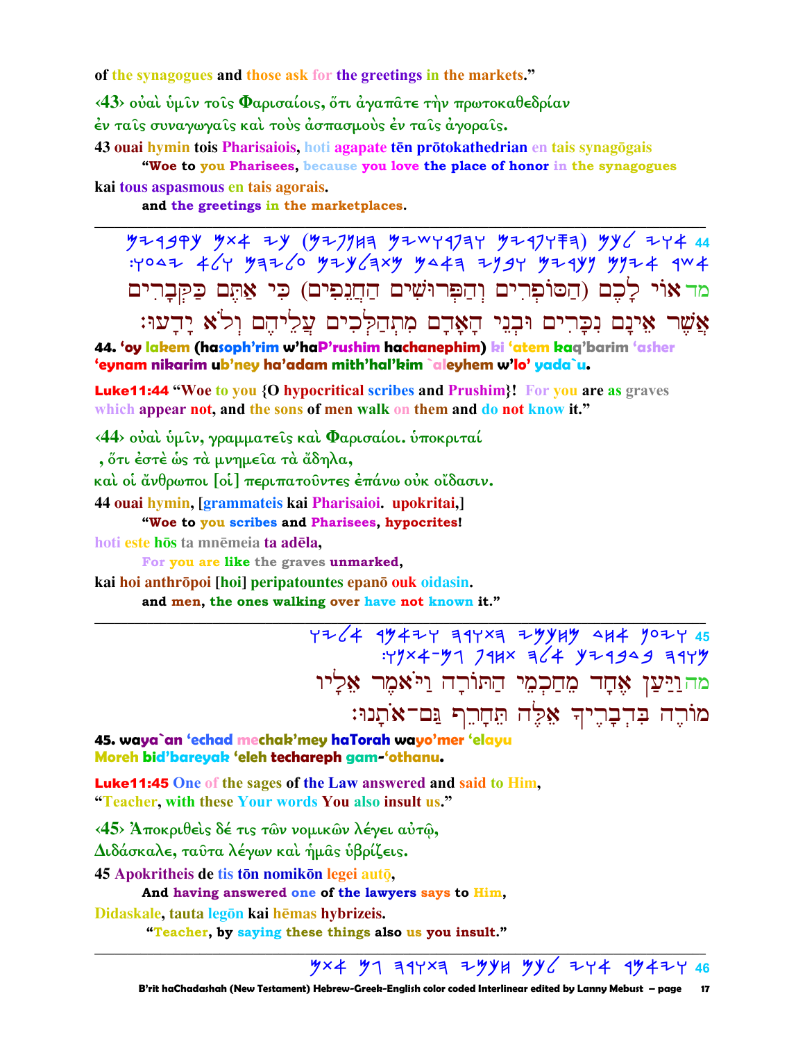of the synagogues and those ask for the greetings in the markets."

‹43› οὐαὶ ὑμῖν τοῖς Φαρισαίοις, ὅτι ἀγαπᾶτε τὴν πρωτοκαθεδρίαν ἐν ταῖς συναγωγαῖς καὶ τοὺς ἀσπασμοὺς ἐν ταῖς ἀγοραῖς.

43 ouai hymin tois Pharisaiois, hoti agapate tēn prōtokathedrian en tais synagōgais
"Woe to you Pharisees, because you love the place of honor in the synagogues
kai tous aspasmous en tais agorais.
and the greetings in the marketplaces.

---

44 אוֹי לָכֶם (הַסּוֹפְרִים וְהַפְּרוּשִׁים הַחֲנֵפִים) כִּי אַתֶּם כַּקְּבָרִים אֲשֶׁר אֵינָם נִכָּרִים וּבְנֵי הָאָדָם מִתְהַלְּכִים עֲלֵיהֶם וְלֹא יָדָעוּ׃

**44. 'oy lakem (hasoph'rim w'haP'rushim hachanephim) ki 'atem kaq'barim 'asher 'eynam nikarim ub'ney ha'adam mith'hal'kim `aleyhem w'lo' yada`u.**

**Luke11:44** "Woe to you {O hypocritical scribes and Prushim}! For you are as graves which appear not, and the sons of men walk on them and do not know it."

‹44› οὐαὶ ὑμῖν, γραμματεῖς καὶ Φαρισαῖοι. ὑποκριταί, ὅτι ἐστὲ ὡς τὰ μνημεῖα τὰ ἄδηλα, καὶ οἱ ἄνθρωποι [οἱ] περιπατοῦντες ἐπάνω οὐκ οἴδασιν.

44 ouai hymin, [grammateis kai Pharisaioi. upokritai,]
"Woe to you scribes and Pharisees, hypocrites!
hoti este hōs ta mnēmeia ta adēla,
For you are like the graves unmarked,
kai hoi anthrōpoi [hoi] peripatountes epanō ouk oidasin.
and men, the ones walking over have not known it."

---

45 וַיַּעַן אֶחָד מֵחַכְמֵי הַתּוֹרָה וַיֹּאמֶר אֵלָיו מוֹרֶה בִּדְבָרֶיךָ אֵלֶּה תְּחָרֵף גַּם־אֹתָנוּ׃

**45. waya`an 'echad mechak'mey haTorah wayo'mer 'elayu Moreh bid'bareyak 'eleh techareph gam-'othanu.**

**Luke11:45** One of the sages of the Law answered and said to Him, "Teacher, with these Your words You also insult us."

‹45› Ἀποκριθεὶς δέ τις τῶν νομικῶν λέγει αὐτῷ, Διδάσκαλε, ταῦτα λέγων καὶ ἡμᾶς ὑβρίζεις.

45 Apokritheis de tis tōn nomikōn legei autō,
And having answered one of the lawyers says to Him,
Didaskale, tauta legōn kai hēmas hybrizeis.
"Teacher, by saying these things also us you insult."

---

46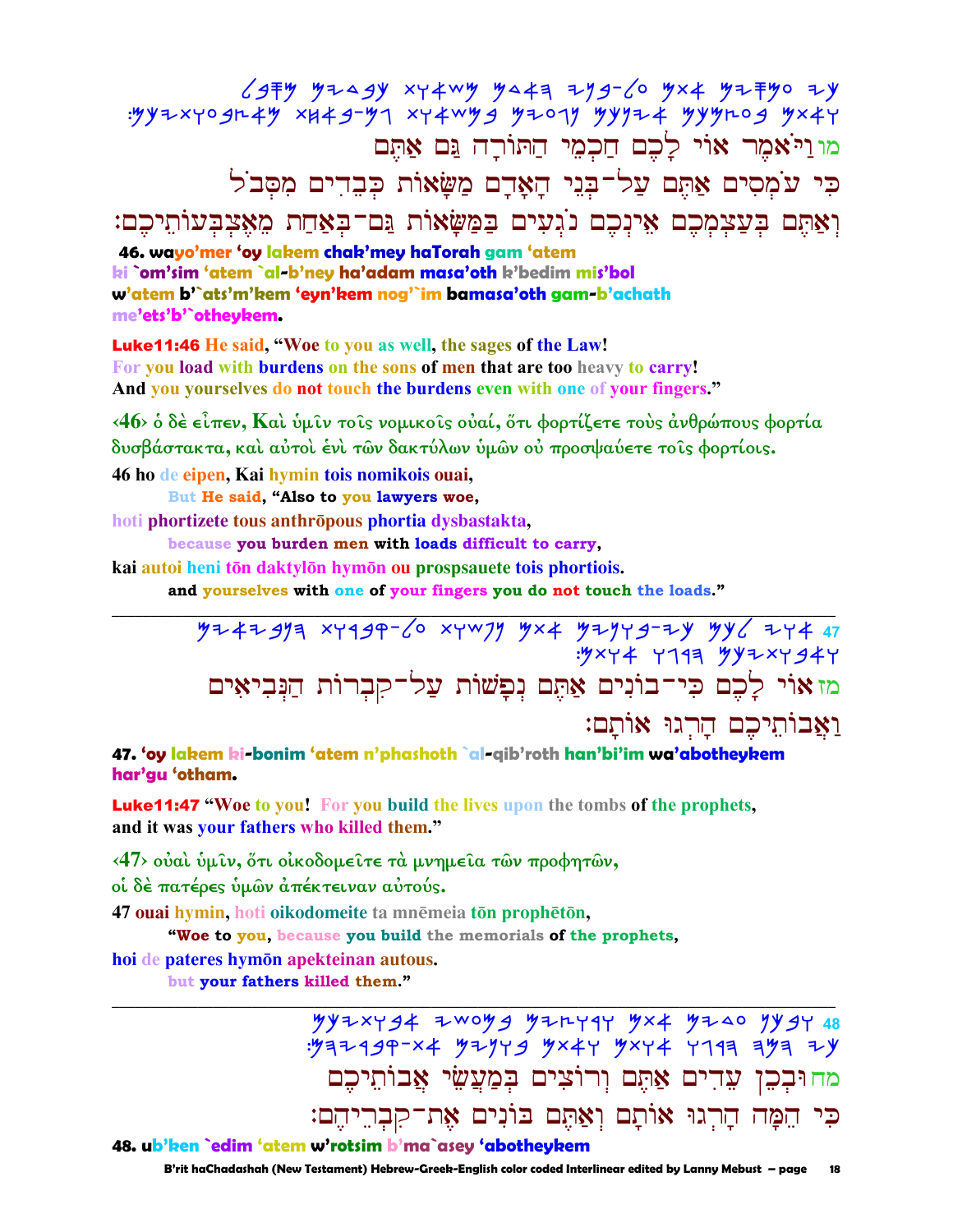46 וַיֹּאמֶר אוֹי לָכֶם חַכְמֵי הַתּוֹרָה גַּם אַתֶּם
כִּי עֹמְסִים אַתֶּם עַל־בְּנֵי הָאָדָם מַשָּׂאוֹת כְּבֵדִים מִסְּבֹל
וְאַתֶּם בְּעַצְמְכֶם אֵינְכֶם נֹגְעִים בַּמַּשָּׂאוֹת גַּם־בְּאַחַת מֵאֶצְבְּעוֹתֵיכֶם׃

**46. wayo'mer 'oy lakem chak'mey haTorah gam 'atem**
**ki `om'sim 'atem `al-b'ney ha'adam masa'oth k'bedim mis'bol**
**w'atem b'`ats'm'kem 'eyn'kem nog'`im bamasa'oth gam-b'achath me'ets'b'`otheykem.**

**Luke11:46** He said, "Woe to you as well, the sages of the Law!
For you load with burdens on the sons of men that are too heavy to carry!
And you yourselves do not touch the burdens even with one of your fingers."

‹46› ὁ δὲ εἶπεν, Καὶ ὑμῖν τοῖς νομικοῖς οὐαί, ὅτι φορτίζετε τοὺς ἀνθρώπους φορτία δυσβάστακτα, καὶ αὐτοὶ ἑνὶ τῶν δακτύλων ὑμῶν οὐ προσψαύετε τοῖς φορτίοις.

46 ho de eipen, Kai hymin tois nomikois ouai,
**But He said, "Also to you lawyers woe,**
hoti phortizete tous anthrōpous phortia dysbastakta,
**because you burden men with loads difficult to carry,**
kai autoi heni tōn daktylōn hymōn ou prospsauete tois phortiois.
**and yourselves with one of your fingers you do not touch the loads."**

---

47 אוֹי לָכֶם כִּי־בוֹנִים אַתֶּם נְפָשׁוֹת עַל־קִבְרוֹת הַנְּבִיאִים
וַאֲבוֹתֵיכֶם הָרְגוּ אוֹתָם׃

**47. 'oy lakem ki-bonim 'atem n'phashoth `al-qib'roth han'bi'im wa'abotheykem har'gu 'otham.**

**Luke11:47** "Woe to you! For you build the lives upon the tombs of the prophets,
and it was your fathers who killed them."

‹47› οὐαὶ ὑμῖν, ὅτι οἰκοδομεῖτε τὰ μνημεῖα τῶν προφητῶν,
οἱ δὲ πατέρες ὑμῶν ἀπέκτειναν αὐτούς.

47 ouai hymin, hoti oikodomeite ta mnēmeia tōn prophētōn,
**"Woe to you, because you build the memorials of the prophets,**
hoi de pateres hymōn apekteinan autous.
**but your fathers killed them."**

---

48 וּבְכֵן עֵדִים אַתֶּם וְרוֹצִים בְּמַעֲשֵׂי אֲבוֹתֵיכֶם
כִּי הֵמָּה הָרְגוּ אוֹתָם וְאַתֶּם בּוֹנִים אֶת־קִבְרֵיהֶם׃

**48. ub'ken `edim 'atem w'rotsim b'ma`asey 'abotheykem**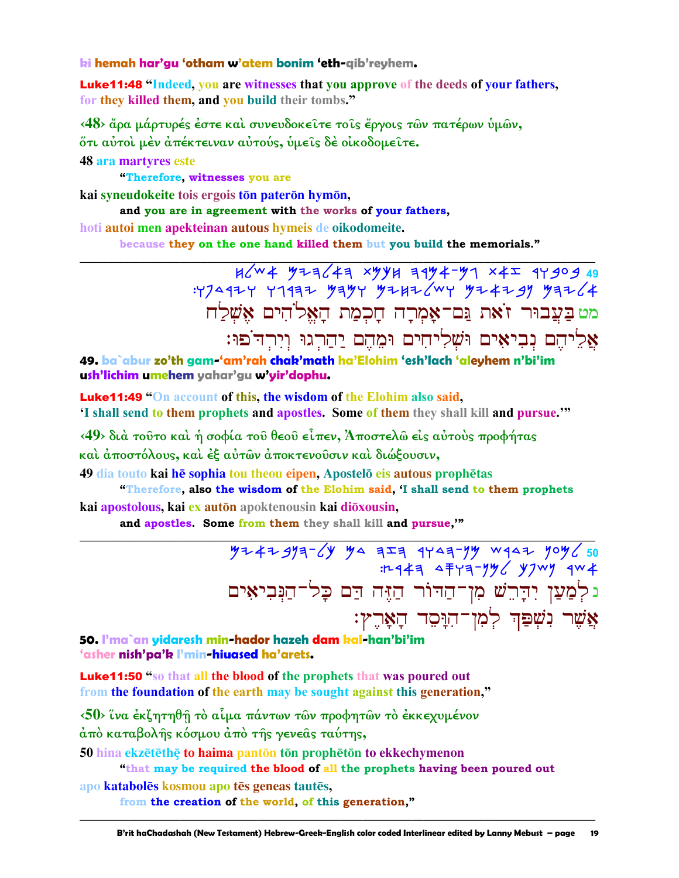ki hemah har'gu 'otham w'atem bonim 'eth-qib'reyhem.

**Luke11:48** "Indeed, you are witnesses that you approve of the deeds of your fathers, for they killed them, and you build their tombs."

‹48› ἄρα μάρτυρές ἐστε καὶ συνευδοκεῖτε τοῖς ἔργοις τῶν πατέρων ὑμῶν, ὅτι αὐτοὶ μὲν ἀπέκτειναν αὐτούς, ὑμεῖς δὲ οἰκοδομεῖτε.

48 ara martyres este
"Therefore, witnesses you are
kai syneudokeite tois ergois tōn paterōn hymōn,
and you are in agreement with the works of your fathers,
hoti autoi men apekteinan autous hymeis de oikodomeite.
because they on the one hand killed them but you build the memorials."

---

מט בַּעֲבוּר זֹאת גַּם־אָמְרָה חָכְמַת הָאֱלֹהִים אֶשְׁלַח אֲלֵיהֶם נְבִיאִים וּשְׁלִיחִים וּמֵהֶם יַהַרְגוּ וְיִרְדֹּפוּ׃

**49. ba`abur zo'th gam-'am'rah chak'math ha'Elohim 'esh'lach 'aleyhem n'bi'im ush'lichim umehem yahar'gu w'yir'dophu.**

**Luke11:49** "On account of this, the wisdom of the Elohim also said, 'I shall send to them prophets and apostles. Some of them they shall kill and pursue.'"

‹49› διὰ τοῦτο καὶ ἡ σοφία τοῦ θεοῦ εἶπεν, Ἀποστελῶ εἰς αὐτοὺς προφήτας καὶ ἀποστόλους, καὶ ἐξ αὐτῶν ἀποκτενοῦσιν καὶ διώξουσιν,

49 dia touto kai hē sophia tou theou eipen, Apostelō eis autous prophētas
"Therefore, also the wisdom of the Elohim said, 'I shall send to them prophets
kai apostolous, kai ex autōn apoktenousin kai diōxousin,
and apostles. Some from them they shall kill and pursue,'"

---

נ לְמַעַן יִדָּרֵשׁ מִן־הַדּוֹר הַזֶּה דַּם כָּל־הַנְּבִיאִים אֲשֶׁר נִשְׁפַּךְ לְמִן־הִוָּסֵד הָאָרֶץ׃

**50. l'ma`an yidaresh min-hador hazeh dam kal-han'bi'im 'asher nish'pa'k l'min-hiuased ha'arets.**

**Luke11:50** "so that all the blood of the prophets that was poured out from the foundation of the earth may be sought against this generation,"

‹50› ἵνα ἐκζητηθῇ τὸ αἷμα πάντων τῶν προφητῶν τὸ ἐκκεχυμένον ἀπὸ καταβολῆς κόσμου ἀπὸ τῆς γενεᾶς ταύτης,

50 hina ekzētēthē to haima pantōn tōn prophētōn to ekkechymenon
"that may be required the blood of all the prophets having been poured out
apo katabolēs kosmou apo tēs geneas tautēs,
from the creation of the world, of this generation,"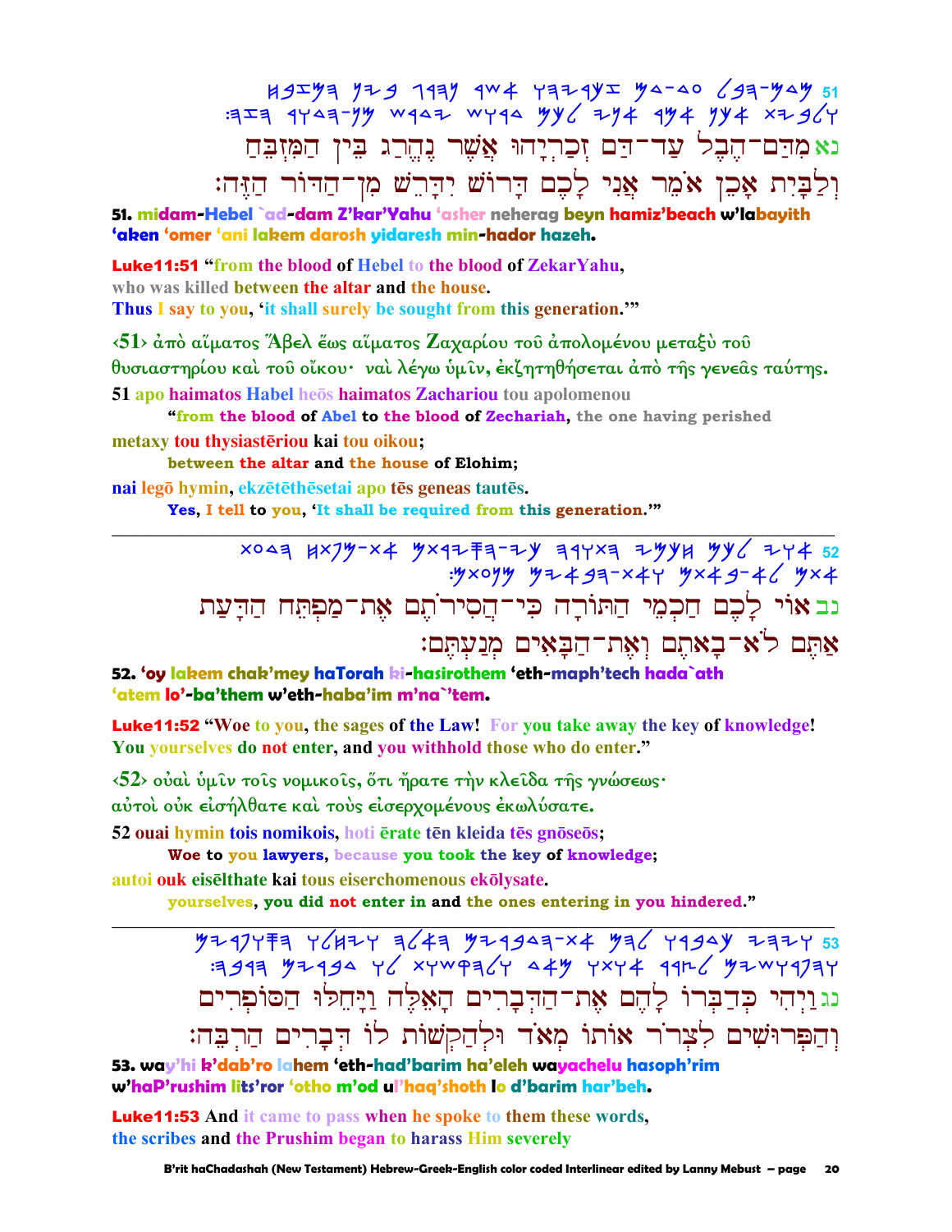נא מִדַּם־הֶבֶל עַד־דַּם זְכַרְיָהוּ אֲשֶׁר נֶהֱרַג בֵּין הַמִּזְבֵּחַ וְלַבָּיִת אָכֵן אֹמֵר אֲנִי לָכֶם דָּרוֹשׁ יִדָּרֵשׁ מִן־הַדּוֹר הַזֶּה׃

**51. midam-Hebel `ad-dam Z'kar'Yahu 'asher neherag beyn hamiz'beach w'labayith 'aken 'omer 'ani lakem darosh yidaresh min-hador hazeh.**

**Luke11:51** "from the blood of Hebel to the blood of ZekarYahu, who was killed between the altar and the house. Thus I say to you, 'it shall surely be sought from this generation.'"

‹51› ἀπὸ αἵματος Ἅβελ ἕως αἵματος Ζαχαρίου τοῦ ἀπολομένου μεταξὺ τοῦ θυσιαστηρίου καὶ τοῦ οἴκου· ναὶ λέγω ὑμῖν, ἐκζητηθήσεται ἀπὸ τῆς γενεᾶς ταύτης.

51 apo haimatos Habel heōs haimatos Zachariou tou apolomenou
**"from the blood of Abel to the blood of Zechariah, the one having perished**

metaxy tou thysiastēriou kai tou oikou;
**between the altar and the house of Elohim;**

nai legō hymin, ekzētēthēsetai apo tēs geneas tautēs.
**Yes, I tell to you, 'It shall be required from this generation.'"**

---

נב אוֹי לָכֶם חַכְמֵי הַתּוֹרָה כִּי־הֲסִירֹתֶם אֶת־מַפְתֵּחַ הַדָּעַת אַתֶּם לֹא־בָאתֶם וְאֶת־הַבָּאִים מְנַעְתֶּם׃

**52. 'oy lakem chak'mey haTorah ki-hasirothem 'eth-maph'tech hada`ath 'atem lo'-ba'them w'eth-haba'im m'na`'tem.**

**Luke11:52** "Woe to you, the sages of the Law! For you take away the key of knowledge! You yourselves do not enter, and you withhold those who do enter."

‹52› οὐαὶ ὑμῖν τοῖς νομικοῖς, ὅτι ἤρατε τὴν κλεῖδα τῆς γνώσεως· αὐτοὶ οὐκ εἰσήλθατε καὶ τοὺς εἰσερχομένους ἐκωλύσατε.

52 ouai hymin tois nomikois, hoti ērate tēn kleida tēs gnōseōs;
**Woe to you lawyers, because you took the key of knowledge;**

autoi ouk eisēlthate kai tous eiserchomenous ekōlysate.
**yourselves, you did not enter in and the ones entering in you hindered."**

---

נג וַיְהִי כְּדַבְּרוֹ לָהֶם אֶת־הַדְּבָרִים הָאֵלֶּה וַיָּחֵלּוּ הַסּוֹפְרִים וְהַפְּרוּשִׁים לִצְרֹר אוֹתוֹ מְאֹד וּלְהַקְשׁוֹת לוֹ דְּבָרִים הַרְבֵּה׃

**53. way'hi k'dab'ro lahem 'eth-had'barim ha'eleh wayachelu hasoph'rim w'haP'rushim lits'ror 'otho m'od ul'haq'shoth lo d'barim har'beh.**

**Luke11:53** And it came to pass when he spoke to them these words, the scribes and the Prushim began to harass Him severely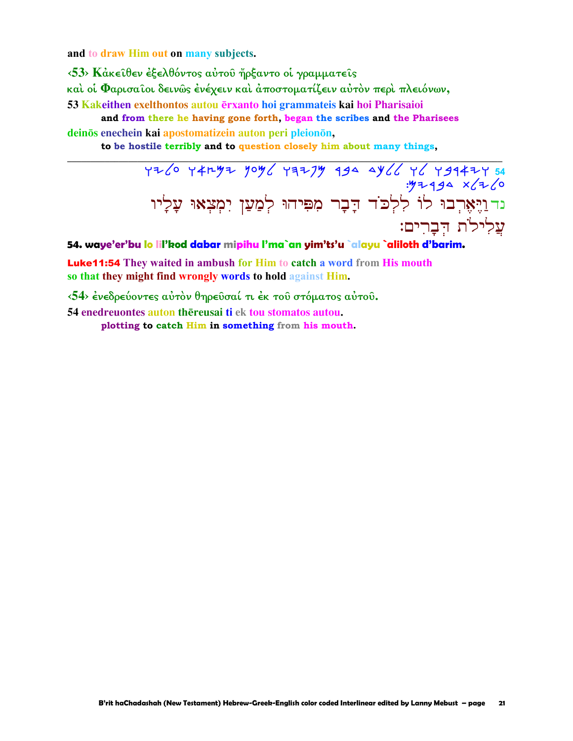and to draw Him out on many subjects.

‹53› Κἀκεῖθεν ἐξελθόντος αὐτοῦ ἤρξαντο οἱ γραμματεῖς
καὶ οἱ Φαρισαῖοι δεινῶς ἐνέχειν καὶ ἀποστοματίζειν αὐτὸν περὶ πλειόνων,

53 Kakeithen exelthontos autou ērxanto hoi grammateis kai hoi Pharisaioi
**and from there he having gone forth, began the scribes and the Pharisees**

deinōs enechein kai apostomatizein auton peri pleionōn,
**to be hostile terribly and to question closely him about many things,**

---

נד וַיֶּאֶרְבוּ לוֹ לִלְכֹּד דָּבָר מִפִּיהוּ לְמַעַן יִמְצְאוּ עָלָיו עֲלִילֹת דְּבָרִים׃

**54. waye'er'bu lo lil'kod dabar mipihu l'ma`an yim'ts'u `alayu `aliloth d'barim.**

**Luke11:54** They waited in ambush for Him to catch a word from His mouth so that they might find wrongly words to hold against Him.

‹54› ἐνεδρεύοντες αὐτὸν θηρεῦσαί τι ἐκ τοῦ στόματος αὐτοῦ.

54 enedreuontes auton thēreusai ti ek tou stomatos autou.
**plotting to catch Him in something from his mouth.**